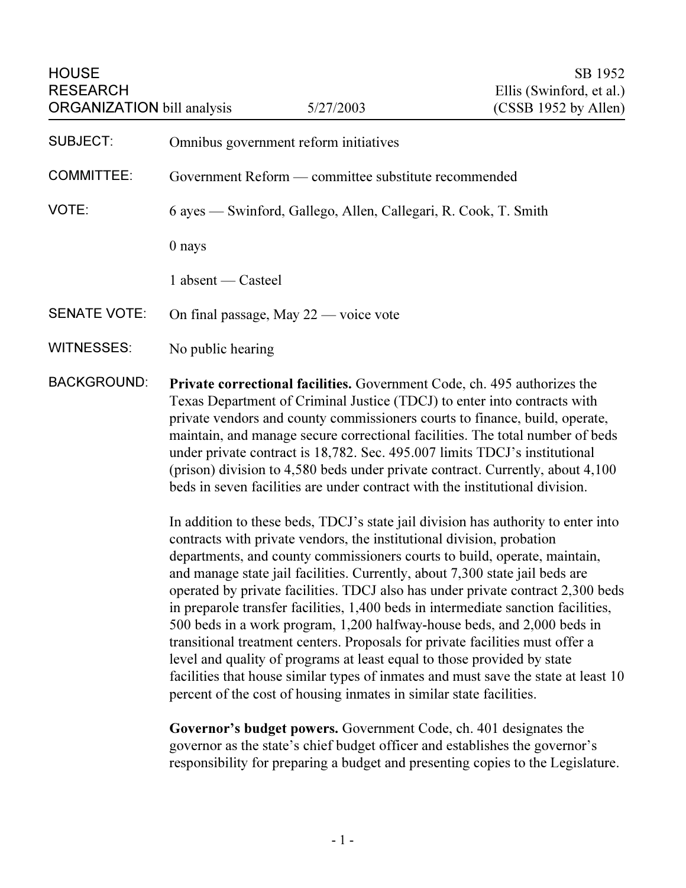HOUSE RESEARCH ORGANIZATION bill analysis — 5/27/2003

SB 1952
Ellis (Swinford, et al.)
(CSSB 1952 by Allen)

**SUBJECT:** Omnibus government reform initiatives

**COMMITTEE:** Government Reform — committee substitute recommended

**VOTE:** 6 ayes — Swinford, Gallego, Allen, Callegari, R. Cook, T. Smith

0 nays

1 absent — Casteel

**SENATE VOTE:** On final passage, May 22 — voice vote

**WITNESSES:** No public hearing

**BACKGROUND:** **Private correctional facilities.** Government Code, ch. 495 authorizes the Texas Department of Criminal Justice (TDCJ) to enter into contracts with private vendors and county commissioners courts to finance, build, operate, maintain, and manage secure correctional facilities. The total number of beds under private contract is 18,782. Sec. 495.007 limits TDCJ's institutional (prison) division to 4,580 beds under private contract. Currently, about 4,100 beds in seven facilities are under contract with the institutional division.

In addition to these beds, TDCJ's state jail division has authority to enter into contracts with private vendors, the institutional division, probation departments, and county commissioners courts to build, operate, maintain, and manage state jail facilities. Currently, about 7,300 state jail beds are operated by private facilities. TDCJ also has under private contract 2,300 beds in preparole transfer facilities, 1,400 beds in intermediate sanction facilities, 500 beds in a work program, 1,200 halfway-house beds, and 2,000 beds in transitional treatment centers. Proposals for private facilities must offer a level and quality of programs at least equal to those provided by state facilities that house similar types of inmates and must save the state at least 10 percent of the cost of housing inmates in similar state facilities.

**Governor's budget powers.** Government Code, ch. 401 designates the governor as the state's chief budget officer and establishes the governor's responsibility for preparing a budget and presenting copies to the Legislature.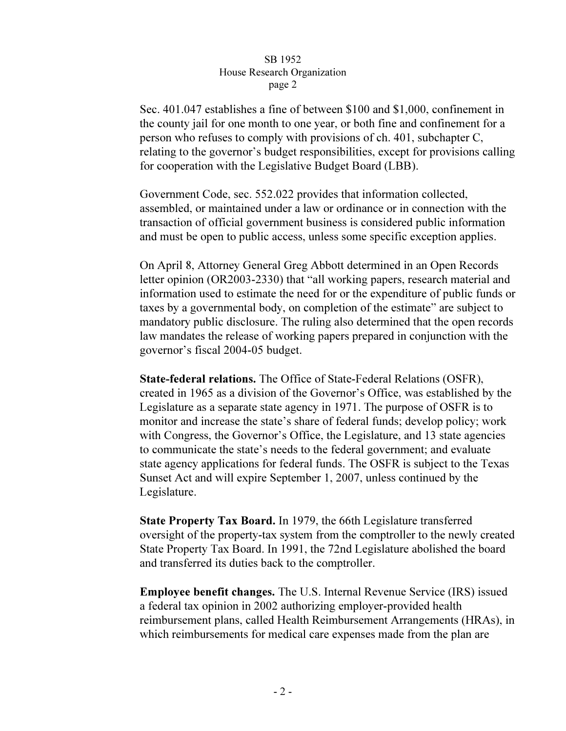Sec. 401.047 establishes a fine of between $100 and $1,000, confinement in the county jail for one month to one year, or both fine and confinement for a person who refuses to comply with provisions of ch. 401, subchapter C, relating to the governor's budget responsibilities, except for provisions calling for cooperation with the Legislative Budget Board (LBB).

Government Code, sec. 552.022 provides that information collected, assembled, or maintained under a law or ordinance or in connection with the transaction of official government business is considered public information and must be open to public access, unless some specific exception applies.

On April 8, Attorney General Greg Abbott determined in an Open Records letter opinion (OR2003-2330) that "all working papers, research material and information used to estimate the need for or the expenditure of public funds or taxes by a governmental body, on completion of the estimate" are subject to mandatory public disclosure. The ruling also determined that the open records law mandates the release of working papers prepared in conjunction with the governor's fiscal 2004-05 budget.

**State-federal relations.** The Office of State-Federal Relations (OSFR), created in 1965 as a division of the Governor's Office, was established by the Legislature as a separate state agency in 1971. The purpose of OSFR is to monitor and increase the state's share of federal funds; develop policy; work with Congress, the Governor's Office, the Legislature, and 13 state agencies to communicate the state's needs to the federal government; and evaluate state agency applications for federal funds. The OSFR is subject to the Texas Sunset Act and will expire September 1, 2007, unless continued by the Legislature.

**State Property Tax Board.** In 1979, the 66th Legislature transferred oversight of the property-tax system from the comptroller to the newly created State Property Tax Board. In 1991, the 72nd Legislature abolished the board and transferred its duties back to the comptroller.

**Employee benefit changes.** The U.S. Internal Revenue Service (IRS) issued a federal tax opinion in 2002 authorizing employer-provided health reimbursement plans, called Health Reimbursement Arrangements (HRAs), in which reimbursements for medical care expenses made from the plan are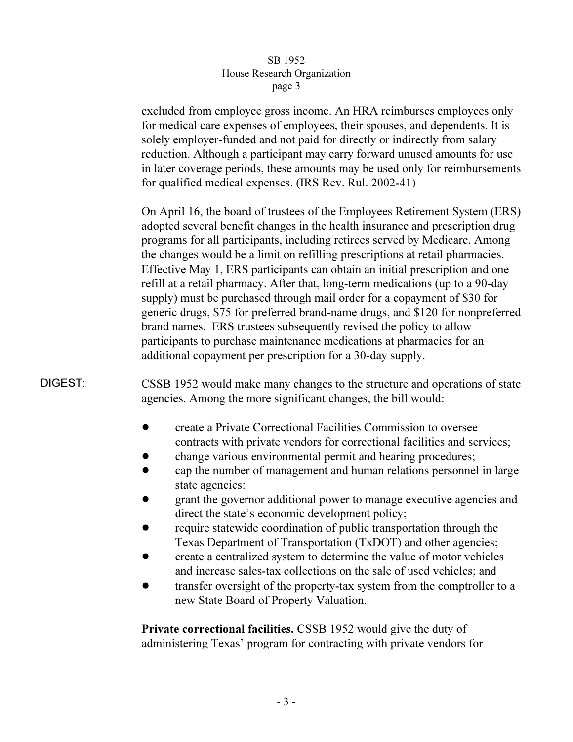excluded from employee gross income. An HRA reimburses employees only for medical care expenses of employees, their spouses, and dependents. It is solely employer-funded and not paid for directly or indirectly from salary reduction. Although a participant may carry forward unused amounts for use in later coverage periods, these amounts may be used only for reimbursements for qualified medical expenses. (IRS Rev. Rul. 2002-41)

On April 16, the board of trustees of the Employees Retirement System (ERS) adopted several benefit changes in the health insurance and prescription drug programs for all participants, including retirees served by Medicare. Among the changes would be a limit on refilling prescriptions at retail pharmacies. Effective May 1, ERS participants can obtain an initial prescription and one refill at a retail pharmacy. After that, long-term medications (up to a 90-day supply) must be purchased through mail order for a copayment of $30 for generic drugs, $75 for preferred brand-name drugs, and $120 for nonpreferred brand names. ERS trustees subsequently revised the policy to allow participants to purchase maintenance medications at pharmacies for an additional copayment per prescription for a 30-day supply.

DIGEST: CSSB 1952 would make many changes to the structure and operations of state agencies. Among the more significant changes, the bill would:

- create a Private Correctional Facilities Commission to oversee contracts with private vendors for correctional facilities and services;
- change various environmental permit and hearing procedures;
- cap the number of management and human relations personnel in large state agencies:
- grant the governor additional power to manage executive agencies and direct the state's economic development policy;
- require statewide coordination of public transportation through the Texas Department of Transportation (TxDOT) and other agencies;
- create a centralized system to determine the value of motor vehicles and increase sales-tax collections on the sale of used vehicles; and
- transfer oversight of the property-tax system from the comptroller to a new State Board of Property Valuation.

**Private correctional facilities.** CSSB 1952 would give the duty of administering Texas' program for contracting with private vendors for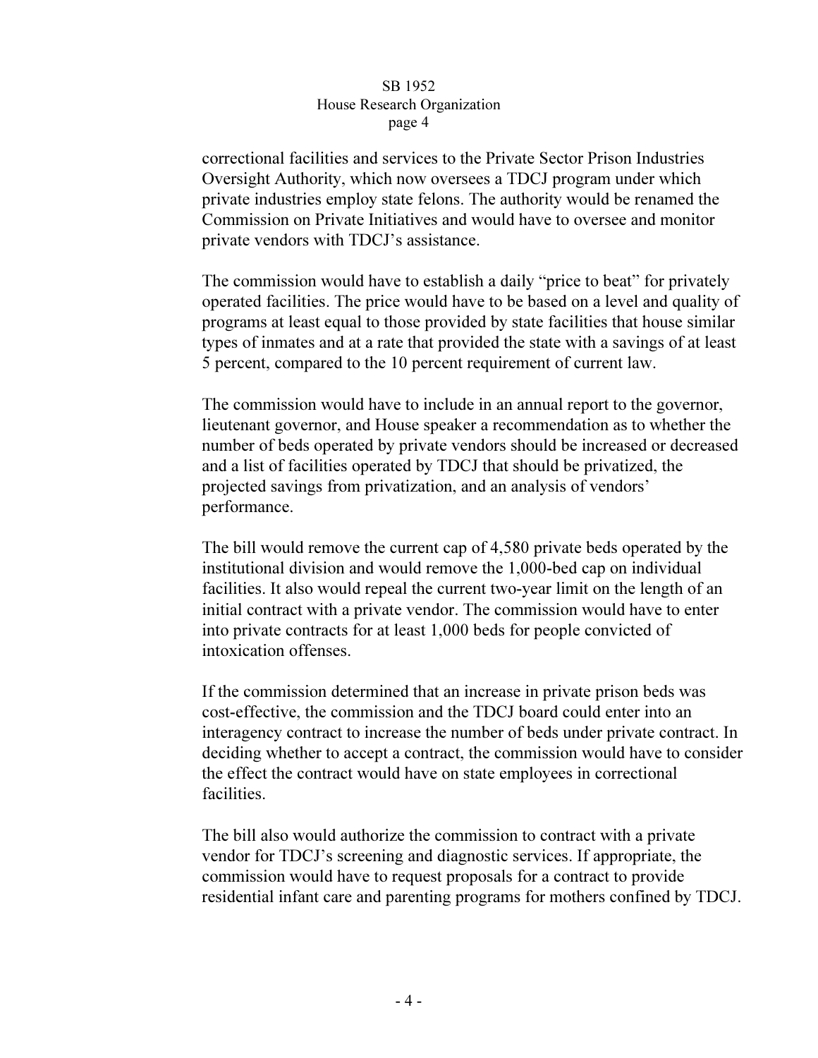correctional facilities and services to the Private Sector Prison Industries Oversight Authority, which now oversees a TDCJ program under which private industries employ state felons. The authority would be renamed the Commission on Private Initiatives and would have to oversee and monitor private vendors with TDCJ's assistance.

The commission would have to establish a daily "price to beat" for privately operated facilities. The price would have to be based on a level and quality of programs at least equal to those provided by state facilities that house similar types of inmates and at a rate that provided the state with a savings of at least 5 percent, compared to the 10 percent requirement of current law.

The commission would have to include in an annual report to the governor, lieutenant governor, and House speaker a recommendation as to whether the number of beds operated by private vendors should be increased or decreased and a list of facilities operated by TDCJ that should be privatized, the projected savings from privatization, and an analysis of vendors' performance.

The bill would remove the current cap of 4,580 private beds operated by the institutional division and would remove the 1,000-bed cap on individual facilities. It also would repeal the current two-year limit on the length of an initial contract with a private vendor. The commission would have to enter into private contracts for at least 1,000 beds for people convicted of intoxication offenses.

If the commission determined that an increase in private prison beds was cost-effective, the commission and the TDCJ board could enter into an interagency contract to increase the number of beds under private contract. In deciding whether to accept a contract, the commission would have to consider the effect the contract would have on state employees in correctional facilities.

The bill also would authorize the commission to contract with a private vendor for TDCJ's screening and diagnostic services. If appropriate, the commission would have to request proposals for a contract to provide residential infant care and parenting programs for mothers confined by TDCJ.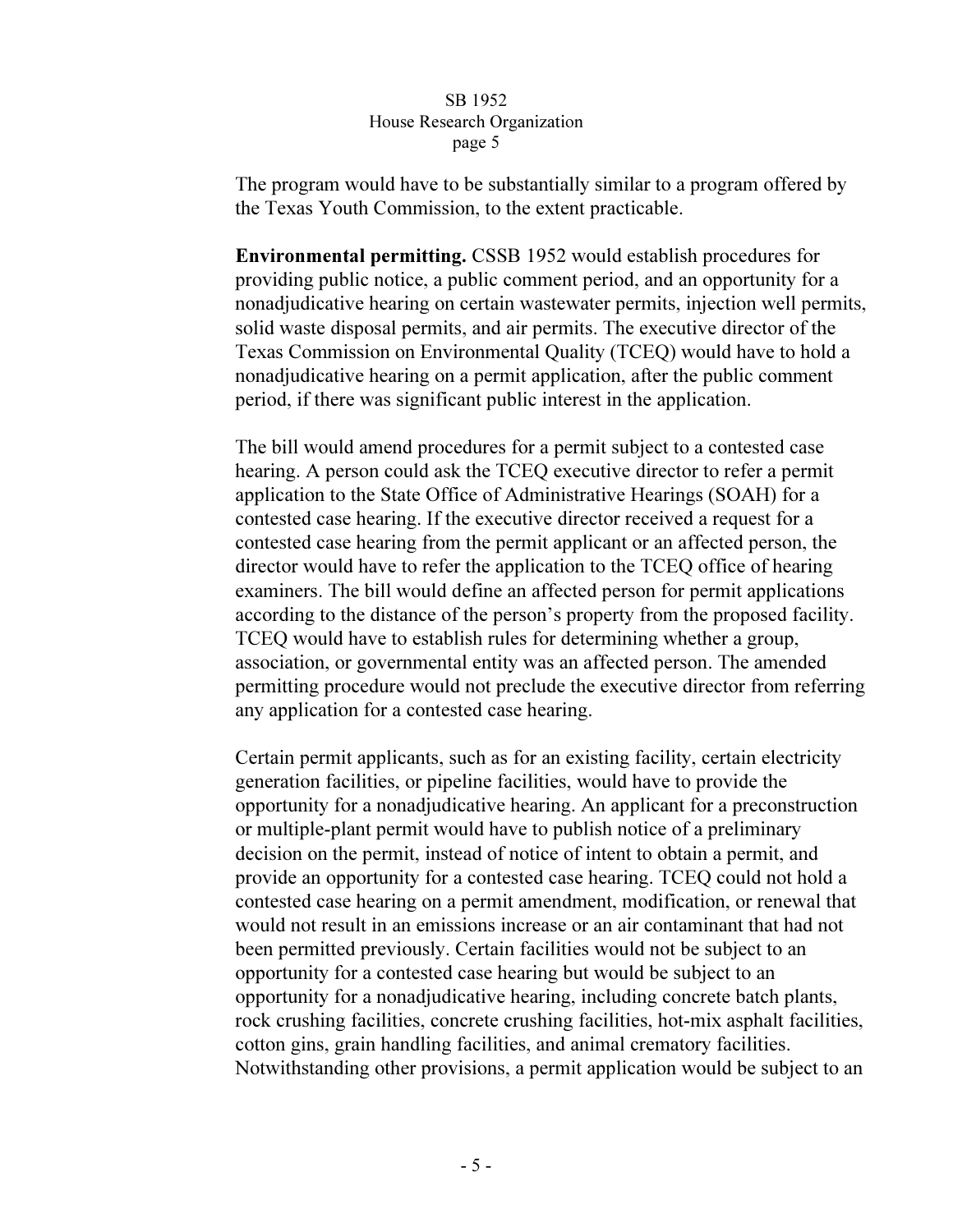The program would have to be substantially similar to a program offered by the Texas Youth Commission, to the extent practicable.

**Environmental permitting.** CSSB 1952 would establish procedures for providing public notice, a public comment period, and an opportunity for a nonadjudicative hearing on certain wastewater permits, injection well permits, solid waste disposal permits, and air permits. The executive director of the Texas Commission on Environmental Quality (TCEQ) would have to hold a nonadjudicative hearing on a permit application, after the public comment period, if there was significant public interest in the application.

The bill would amend procedures for a permit subject to a contested case hearing. A person could ask the TCEQ executive director to refer a permit application to the State Office of Administrative Hearings (SOAH) for a contested case hearing. If the executive director received a request for a contested case hearing from the permit applicant or an affected person, the director would have to refer the application to the TCEQ office of hearing examiners. The bill would define an affected person for permit applications according to the distance of the person's property from the proposed facility. TCEQ would have to establish rules for determining whether a group, association, or governmental entity was an affected person. The amended permitting procedure would not preclude the executive director from referring any application for a contested case hearing.

Certain permit applicants, such as for an existing facility, certain electricity generation facilities, or pipeline facilities, would have to provide the opportunity for a nonadjudicative hearing. An applicant for a preconstruction or multiple-plant permit would have to publish notice of a preliminary decision on the permit, instead of notice of intent to obtain a permit, and provide an opportunity for a contested case hearing. TCEQ could not hold a contested case hearing on a permit amendment, modification, or renewal that would not result in an emissions increase or an air contaminant that had not been permitted previously. Certain facilities would not be subject to an opportunity for a contested case hearing but would be subject to an opportunity for a nonadjudicative hearing, including concrete batch plants, rock crushing facilities, concrete crushing facilities, hot-mix asphalt facilities, cotton gins, grain handling facilities, and animal crematory facilities. Notwithstanding other provisions, a permit application would be subject to an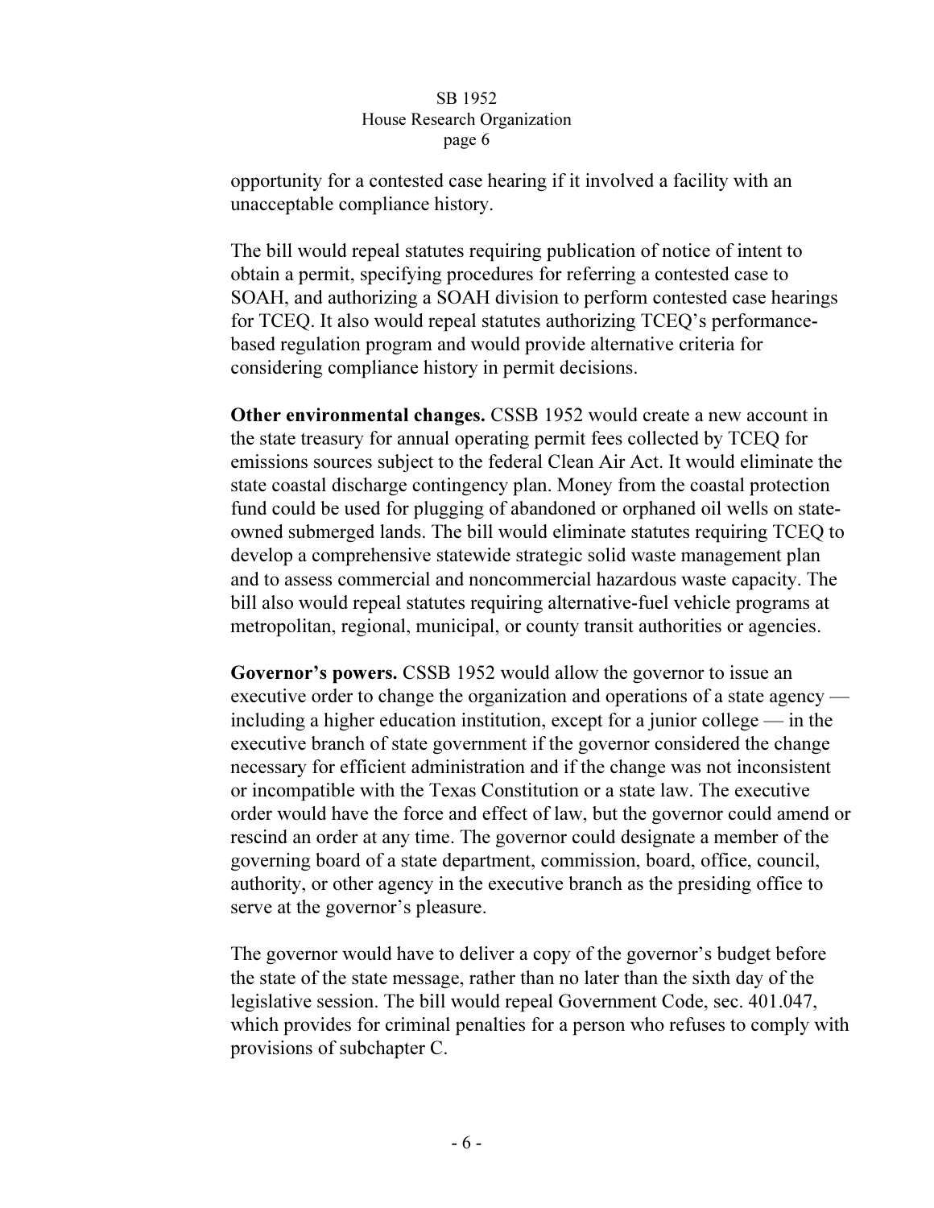opportunity for a contested case hearing if it involved a facility with an unacceptable compliance history.

The bill would repeal statutes requiring publication of notice of intent to obtain a permit, specifying procedures for referring a contested case to SOAH, and authorizing a SOAH division to perform contested case hearings for TCEQ. It also would repeal statutes authorizing TCEQ's performance-based regulation program and would provide alternative criteria for considering compliance history in permit decisions.

**Other environmental changes.** CSSB 1952 would create a new account in the state treasury for annual operating permit fees collected by TCEQ for emissions sources subject to the federal Clean Air Act. It would eliminate the state coastal discharge contingency plan. Money from the coastal protection fund could be used for plugging of abandoned or orphaned oil wells on state-owned submerged lands. The bill would eliminate statutes requiring TCEQ to develop a comprehensive statewide strategic solid waste management plan and to assess commercial and noncommercial hazardous waste capacity. The bill also would repeal statutes requiring alternative-fuel vehicle programs at metropolitan, regional, municipal, or county transit authorities or agencies.

**Governor's powers.** CSSB 1952 would allow the governor to issue an executive order to change the organization and operations of a state agency — including a higher education institution, except for a junior college — in the executive branch of state government if the governor considered the change necessary for efficient administration and if the change was not inconsistent or incompatible with the Texas Constitution or a state law. The executive order would have the force and effect of law, but the governor could amend or rescind an order at any time. The governor could designate a member of the governing board of a state department, commission, board, office, council, authority, or other agency in the executive branch as the presiding office to serve at the governor's pleasure.

The governor would have to deliver a copy of the governor's budget before the state of the state message, rather than no later than the sixth day of the legislative session. The bill would repeal Government Code, sec. 401.047, which provides for criminal penalties for a person who refuses to comply with provisions of subchapter C.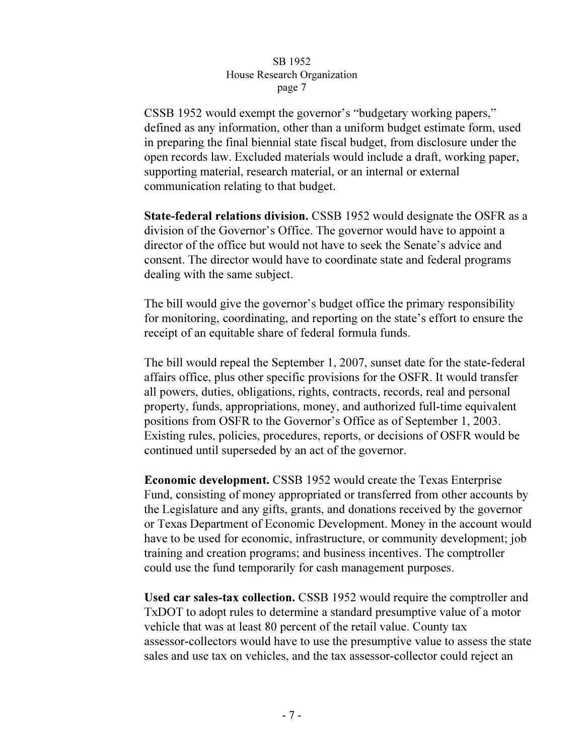CSSB 1952 would exempt the governor's "budgetary working papers," defined as any information, other than a uniform budget estimate form, used in preparing the final biennial state fiscal budget, from disclosure under the open records law. Excluded materials would include a draft, working paper, supporting material, research material, or an internal or external communication relating to that budget.

**State-federal relations division.** CSSB 1952 would designate the OSFR as a division of the Governor's Office. The governor would have to appoint a director of the office but would not have to seek the Senate's advice and consent. The director would have to coordinate state and federal programs dealing with the same subject.

The bill would give the governor's budget office the primary responsibility for monitoring, coordinating, and reporting on the state's effort to ensure the receipt of an equitable share of federal formula funds.

The bill would repeal the September 1, 2007, sunset date for the state-federal affairs office, plus other specific provisions for the OSFR. It would transfer all powers, duties, obligations, rights, contracts, records, real and personal property, funds, appropriations, money, and authorized full-time equivalent positions from OSFR to the Governor's Office as of September 1, 2003. Existing rules, policies, procedures, reports, or decisions of OSFR would be continued until superseded by an act of the governor.

**Economic development.** CSSB 1952 would create the Texas Enterprise Fund, consisting of money appropriated or transferred from other accounts by the Legislature and any gifts, grants, and donations received by the governor or Texas Department of Economic Development. Money in the account would have to be used for economic, infrastructure, or community development; job training and creation programs; and business incentives. The comptroller could use the fund temporarily for cash management purposes.

**Used car sales-tax collection.** CSSB 1952 would require the comptroller and TxDOT to adopt rules to determine a standard presumptive value of a motor vehicle that was at least 80 percent of the retail value. County tax assessor-collectors would have to use the presumptive value to assess the state sales and use tax on vehicles, and the tax assessor-collector could reject an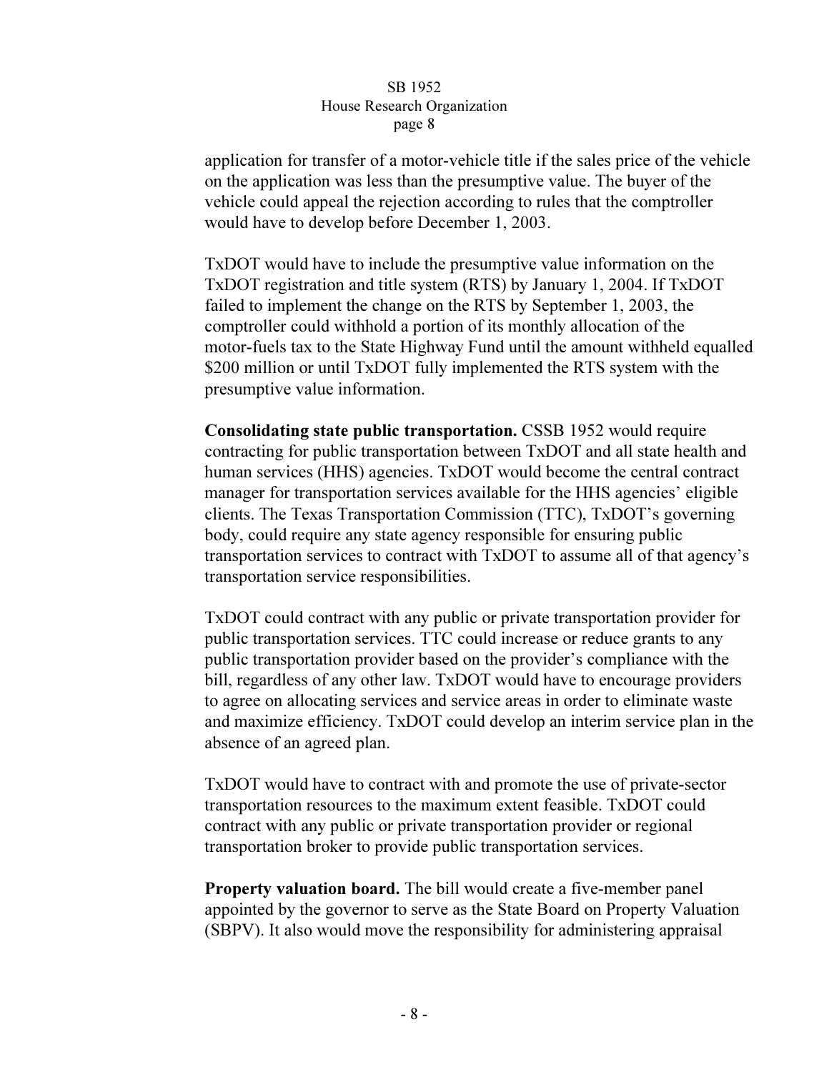application for transfer of a motor-vehicle title if the sales price of the vehicle on the application was less than the presumptive value. The buyer of the vehicle could appeal the rejection according to rules that the comptroller would have to develop before December 1, 2003.

TxDOT would have to include the presumptive value information on the TxDOT registration and title system (RTS) by January 1, 2004. If TxDOT failed to implement the change on the RTS by September 1, 2003, the comptroller could withhold a portion of its monthly allocation of the motor-fuels tax to the State Highway Fund until the amount withheld equalled $200 million or until TxDOT fully implemented the RTS system with the presumptive value information.

**Consolidating state public transportation.** CSSB 1952 would require contracting for public transportation between TxDOT and all state health and human services (HHS) agencies. TxDOT would become the central contract manager for transportation services available for the HHS agencies' eligible clients. The Texas Transportation Commission (TTC), TxDOT's governing body, could require any state agency responsible for ensuring public transportation services to contract with TxDOT to assume all of that agency's transportation service responsibilities.

TxDOT could contract with any public or private transportation provider for public transportation services. TTC could increase or reduce grants to any public transportation provider based on the provider's compliance with the bill, regardless of any other law. TxDOT would have to encourage providers to agree on allocating services and service areas in order to eliminate waste and maximize efficiency. TxDOT could develop an interim service plan in the absence of an agreed plan.

TxDOT would have to contract with and promote the use of private-sector transportation resources to the maximum extent feasible. TxDOT could contract with any public or private transportation provider or regional transportation broker to provide public transportation services.

**Property valuation board.** The bill would create a five-member panel appointed by the governor to serve as the State Board on Property Valuation (SBPV). It also would move the responsibility for administering appraisal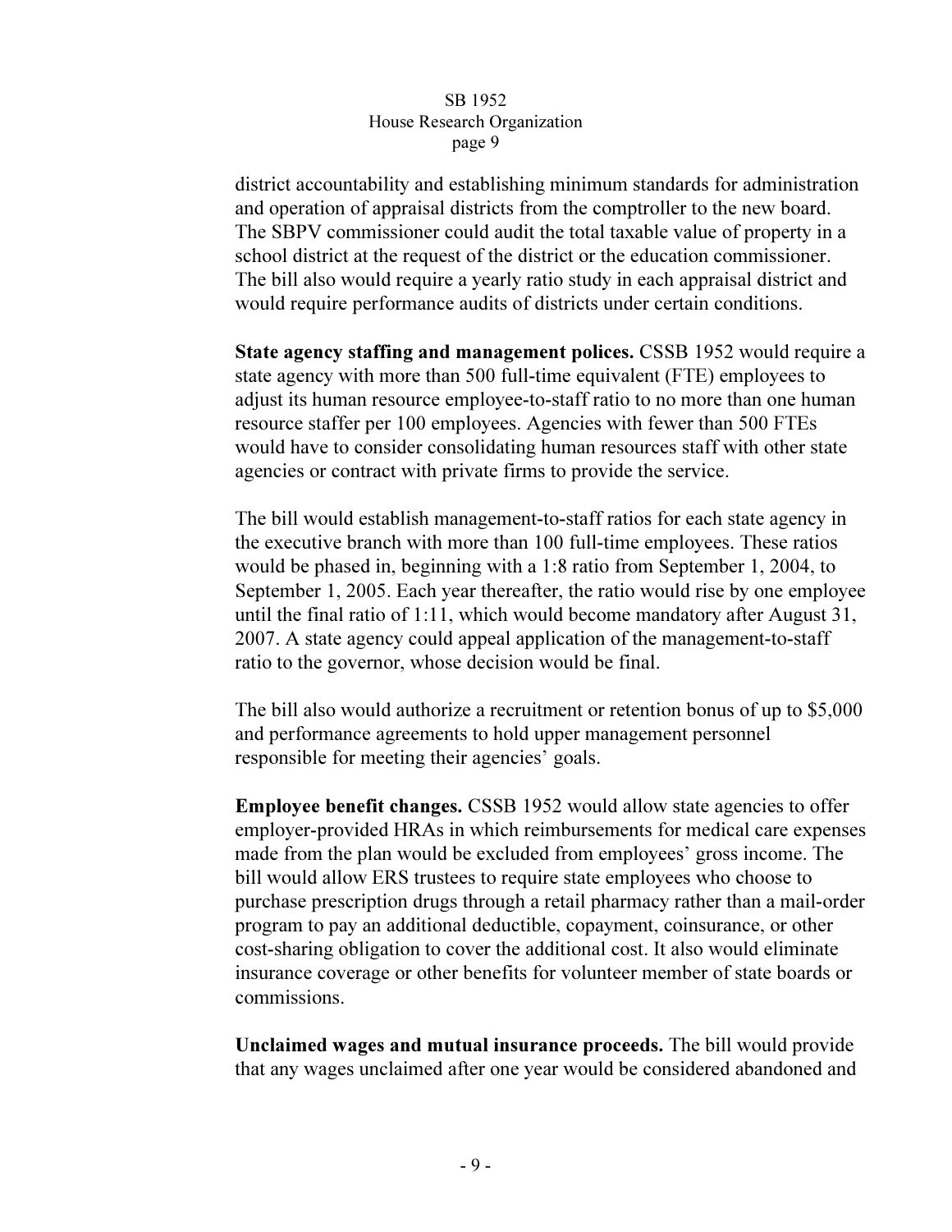district accountability and establishing minimum standards for administration and operation of appraisal districts from the comptroller to the new board. The SBPV commissioner could audit the total taxable value of property in a school district at the request of the district or the education commissioner. The bill also would require a yearly ratio study in each appraisal district and would require performance audits of districts under certain conditions.

**State agency staffing and management polices.** CSSB 1952 would require a state agency with more than 500 full-time equivalent (FTE) employees to adjust its human resource employee-to-staff ratio to no more than one human resource staffer per 100 employees. Agencies with fewer than 500 FTEs would have to consider consolidating human resources staff with other state agencies or contract with private firms to provide the service.

The bill would establish management-to-staff ratios for each state agency in the executive branch with more than 100 full-time employees. These ratios would be phased in, beginning with a 1:8 ratio from September 1, 2004, to September 1, 2005. Each year thereafter, the ratio would rise by one employee until the final ratio of 1:11, which would become mandatory after August 31, 2007. A state agency could appeal application of the management-to-staff ratio to the governor, whose decision would be final.

The bill also would authorize a recruitment or retention bonus of up to $5,000 and performance agreements to hold upper management personnel responsible for meeting their agencies' goals.

**Employee benefit changes.** CSSB 1952 would allow state agencies to offer employer-provided HRAs in which reimbursements for medical care expenses made from the plan would be excluded from employees' gross income. The bill would allow ERS trustees to require state employees who choose to purchase prescription drugs through a retail pharmacy rather than a mail-order program to pay an additional deductible, copayment, coinsurance, or other cost-sharing obligation to cover the additional cost. It also would eliminate insurance coverage or other benefits for volunteer member of state boards or commissions.

**Unclaimed wages and mutual insurance proceeds.** The bill would provide that any wages unclaimed after one year would be considered abandoned and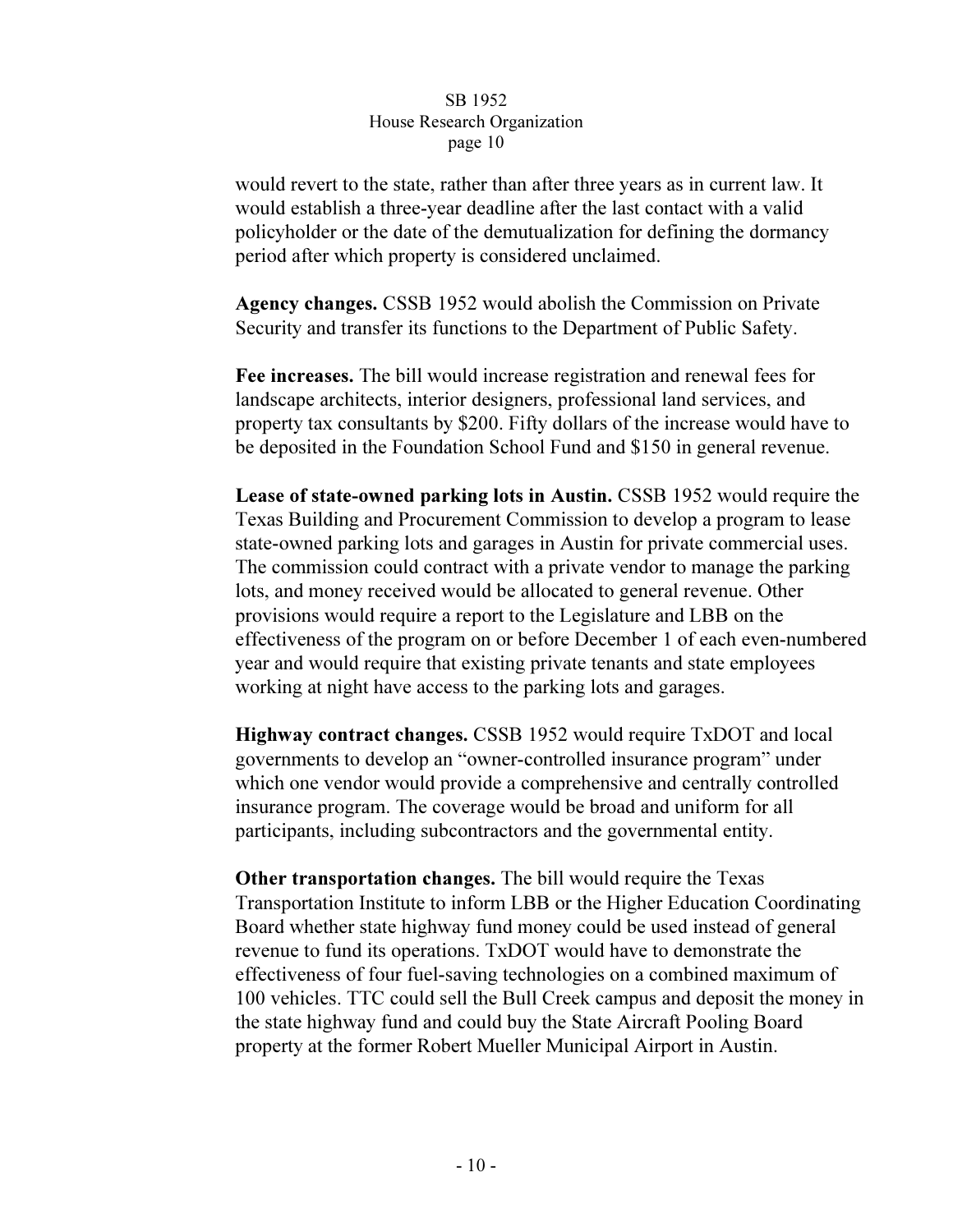would revert to the state, rather than after three years as in current law. It would establish a three-year deadline after the last contact with a valid policyholder or the date of the demutualization for defining the dormancy period after which property is considered unclaimed.

**Agency changes.** CSSB 1952 would abolish the Commission on Private Security and transfer its functions to the Department of Public Safety.

**Fee increases.** The bill would increase registration and renewal fees for landscape architects, interior designers, professional land services, and property tax consultants by $200. Fifty dollars of the increase would have to be deposited in the Foundation School Fund and $150 in general revenue.

**Lease of state-owned parking lots in Austin.** CSSB 1952 would require the Texas Building and Procurement Commission to develop a program to lease state-owned parking lots and garages in Austin for private commercial uses. The commission could contract with a private vendor to manage the parking lots, and money received would be allocated to general revenue. Other provisions would require a report to the Legislature and LBB on the effectiveness of the program on or before December 1 of each even-numbered year and would require that existing private tenants and state employees working at night have access to the parking lots and garages.

**Highway contract changes.** CSSB 1952 would require TxDOT and local governments to develop an "owner-controlled insurance program" under which one vendor would provide a comprehensive and centrally controlled insurance program. The coverage would be broad and uniform for all participants, including subcontractors and the governmental entity.

**Other transportation changes.** The bill would require the Texas Transportation Institute to inform LBB or the Higher Education Coordinating Board whether state highway fund money could be used instead of general revenue to fund its operations. TxDOT would have to demonstrate the effectiveness of four fuel-saving technologies on a combined maximum of 100 vehicles. TTC could sell the Bull Creek campus and deposit the money in the state highway fund and could buy the State Aircraft Pooling Board property at the former Robert Mueller Municipal Airport in Austin.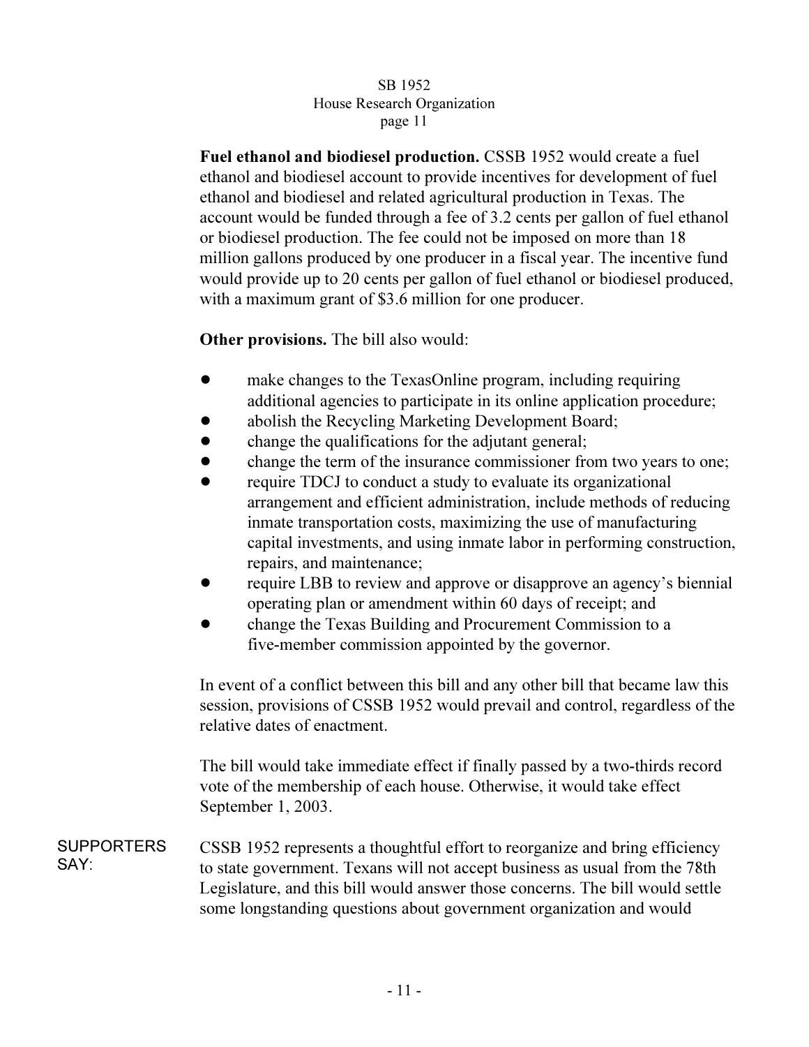**Fuel ethanol and biodiesel production.** CSSB 1952 would create a fuel ethanol and biodiesel account to provide incentives for development of fuel ethanol and biodiesel and related agricultural production in Texas. The account would be funded through a fee of 3.2 cents per gallon of fuel ethanol or biodiesel production. The fee could not be imposed on more than 18 million gallons produced by one producer in a fiscal year. The incentive fund would provide up to 20 cents per gallon of fuel ethanol or biodiesel produced, with a maximum grant of $3.6 million for one producer.

**Other provisions.** The bill also would:

- make changes to the TexasOnline program, including requiring additional agencies to participate in its online application procedure;
- abolish the Recycling Marketing Development Board;
- change the qualifications for the adjutant general;
- change the term of the insurance commissioner from two years to one;
- require TDCJ to conduct a study to evaluate its organizational arrangement and efficient administration, include methods of reducing inmate transportation costs, maximizing the use of manufacturing capital investments, and using inmate labor in performing construction, repairs, and maintenance;
- require LBB to review and approve or disapprove an agency's biennial operating plan or amendment within 60 days of receipt; and
- change the Texas Building and Procurement Commission to a five-member commission appointed by the governor.

In event of a conflict between this bill and any other bill that became law this session, provisions of CSSB 1952 would prevail and control, regardless of the relative dates of enactment.

The bill would take immediate effect if finally passed by a two-thirds record vote of the membership of each house. Otherwise, it would take effect September 1, 2003.

SUPPORTERS SAY:

CSSB 1952 represents a thoughtful effort to reorganize and bring efficiency to state government. Texans will not accept business as usual from the 78th Legislature, and this bill would answer those concerns. The bill would settle some longstanding questions about government organization and would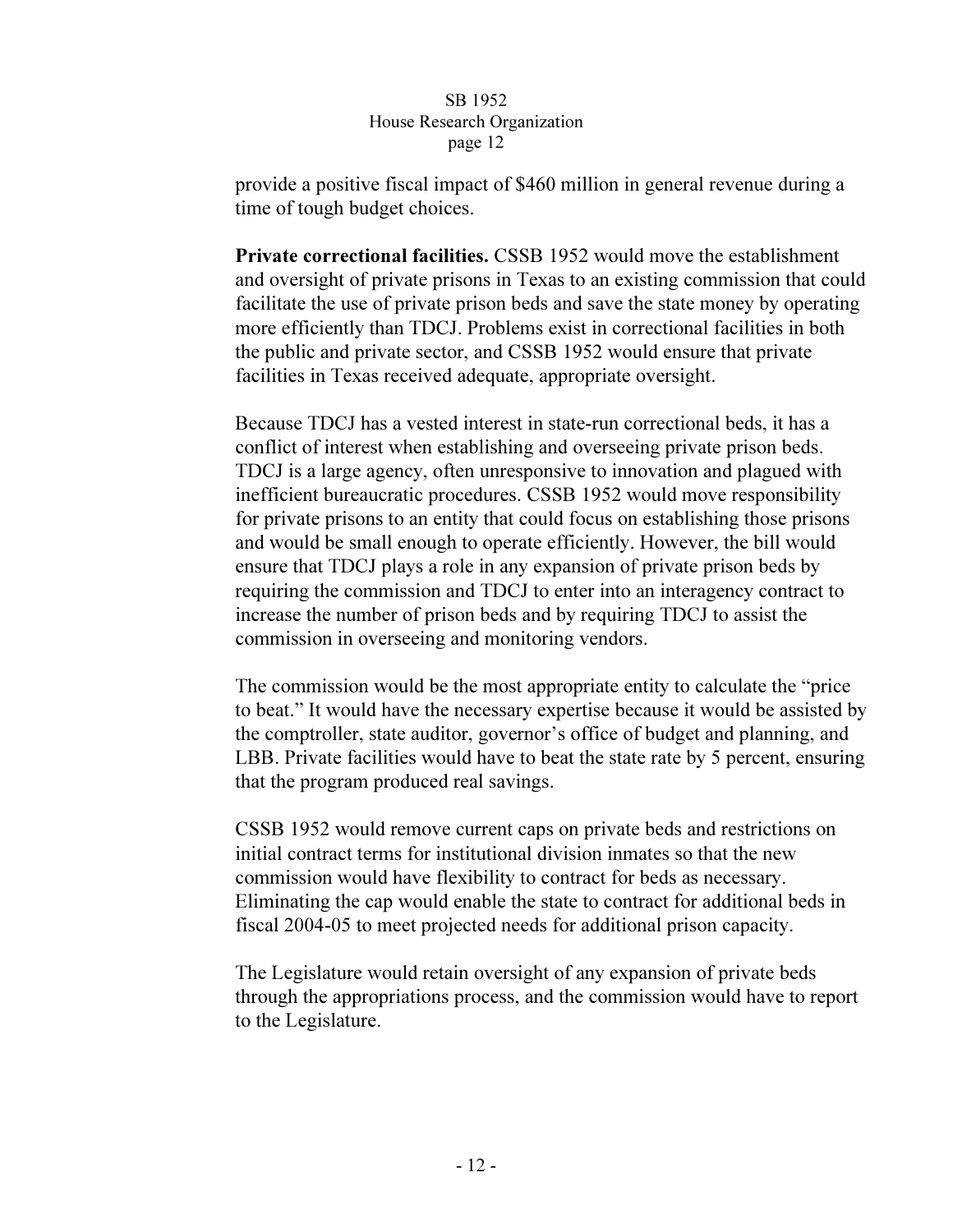provide a positive fiscal impact of $460 million in general revenue during a time of tough budget choices.

**Private correctional facilities.** CSSB 1952 would move the establishment and oversight of private prisons in Texas to an existing commission that could facilitate the use of private prison beds and save the state money by operating more efficiently than TDCJ. Problems exist in correctional facilities in both the public and private sector, and CSSB 1952 would ensure that private facilities in Texas received adequate, appropriate oversight.

Because TDCJ has a vested interest in state-run correctional beds, it has a conflict of interest when establishing and overseeing private prison beds. TDCJ is a large agency, often unresponsive to innovation and plagued with inefficient bureaucratic procedures. CSSB 1952 would move responsibility for private prisons to an entity that could focus on establishing those prisons and would be small enough to operate efficiently. However, the bill would ensure that TDCJ plays a role in any expansion of private prison beds by requiring the commission and TDCJ to enter into an interagency contract to increase the number of prison beds and by requiring TDCJ to assist the commission in overseeing and monitoring vendors.

The commission would be the most appropriate entity to calculate the "price to beat." It would have the necessary expertise because it would be assisted by the comptroller, state auditor, governor's office of budget and planning, and LBB. Private facilities would have to beat the state rate by 5 percent, ensuring that the program produced real savings.

CSSB 1952 would remove current caps on private beds and restrictions on initial contract terms for institutional division inmates so that the new commission would have flexibility to contract for beds as necessary. Eliminating the cap would enable the state to contract for additional beds in fiscal 2004-05 to meet projected needs for additional prison capacity.

The Legislature would retain oversight of any expansion of private beds through the appropriations process, and the commission would have to report to the Legislature.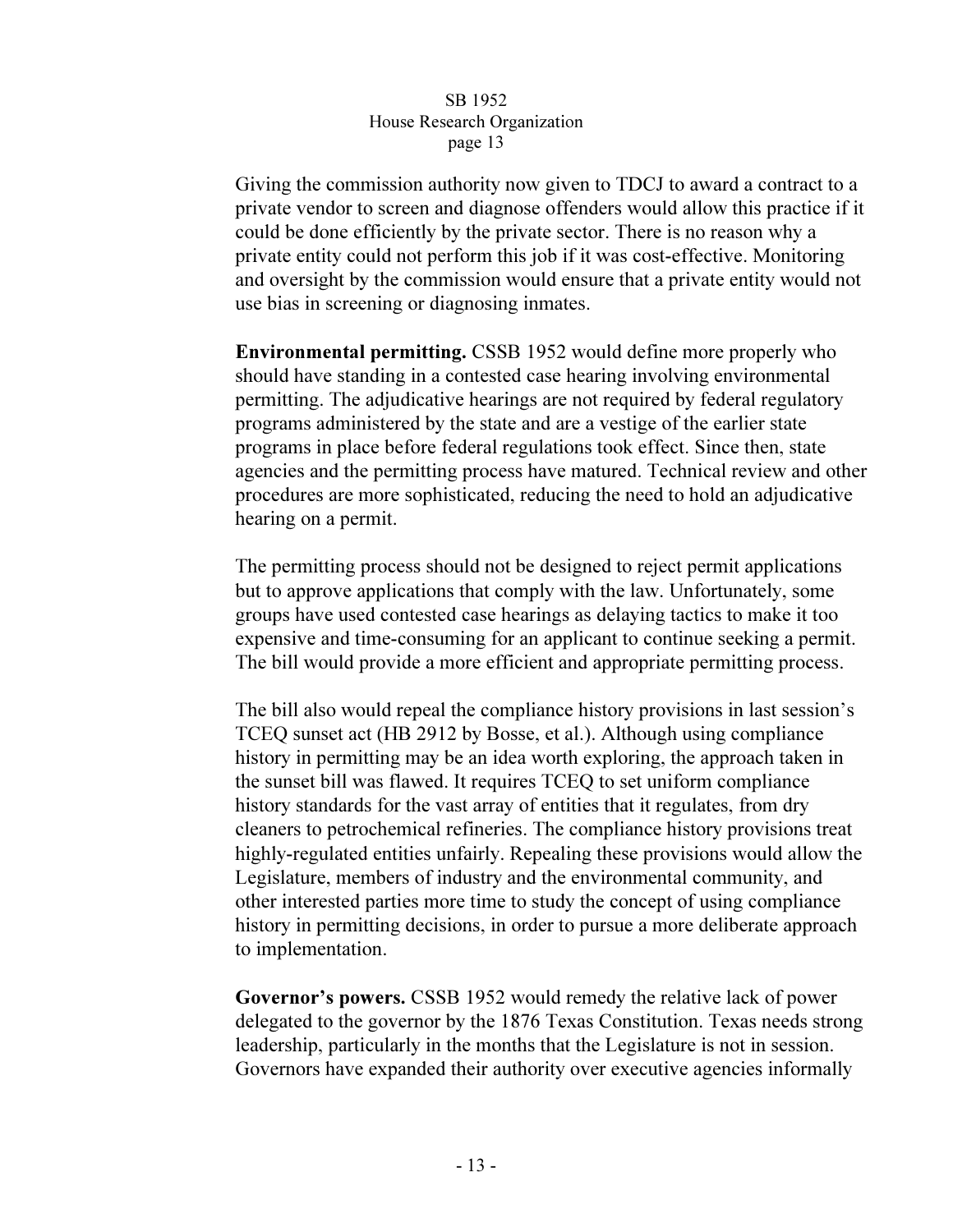Giving the commission authority now given to TDCJ to award a contract to a private vendor to screen and diagnose offenders would allow this practice if it could be done efficiently by the private sector. There is no reason why a private entity could not perform this job if it was cost-effective. Monitoring and oversight by the commission would ensure that a private entity would not use bias in screening or diagnosing inmates.

**Environmental permitting.** CSSB 1952 would define more properly who should have standing in a contested case hearing involving environmental permitting. The adjudicative hearings are not required by federal regulatory programs administered by the state and are a vestige of the earlier state programs in place before federal regulations took effect. Since then, state agencies and the permitting process have matured. Technical review and other procedures are more sophisticated, reducing the need to hold an adjudicative hearing on a permit.

The permitting process should not be designed to reject permit applications but to approve applications that comply with the law. Unfortunately, some groups have used contested case hearings as delaying tactics to make it too expensive and time-consuming for an applicant to continue seeking a permit. The bill would provide a more efficient and appropriate permitting process.

The bill also would repeal the compliance history provisions in last session's TCEQ sunset act (HB 2912 by Bosse, et al.). Although using compliance history in permitting may be an idea worth exploring, the approach taken in the sunset bill was flawed. It requires TCEQ to set uniform compliance history standards for the vast array of entities that it regulates, from dry cleaners to petrochemical refineries. The compliance history provisions treat highly-regulated entities unfairly. Repealing these provisions would allow the Legislature, members of industry and the environmental community, and other interested parties more time to study the concept of using compliance history in permitting decisions, in order to pursue a more deliberate approach to implementation.

**Governor's powers.** CSSB 1952 would remedy the relative lack of power delegated to the governor by the 1876 Texas Constitution. Texas needs strong leadership, particularly in the months that the Legislature is not in session. Governors have expanded their authority over executive agencies informally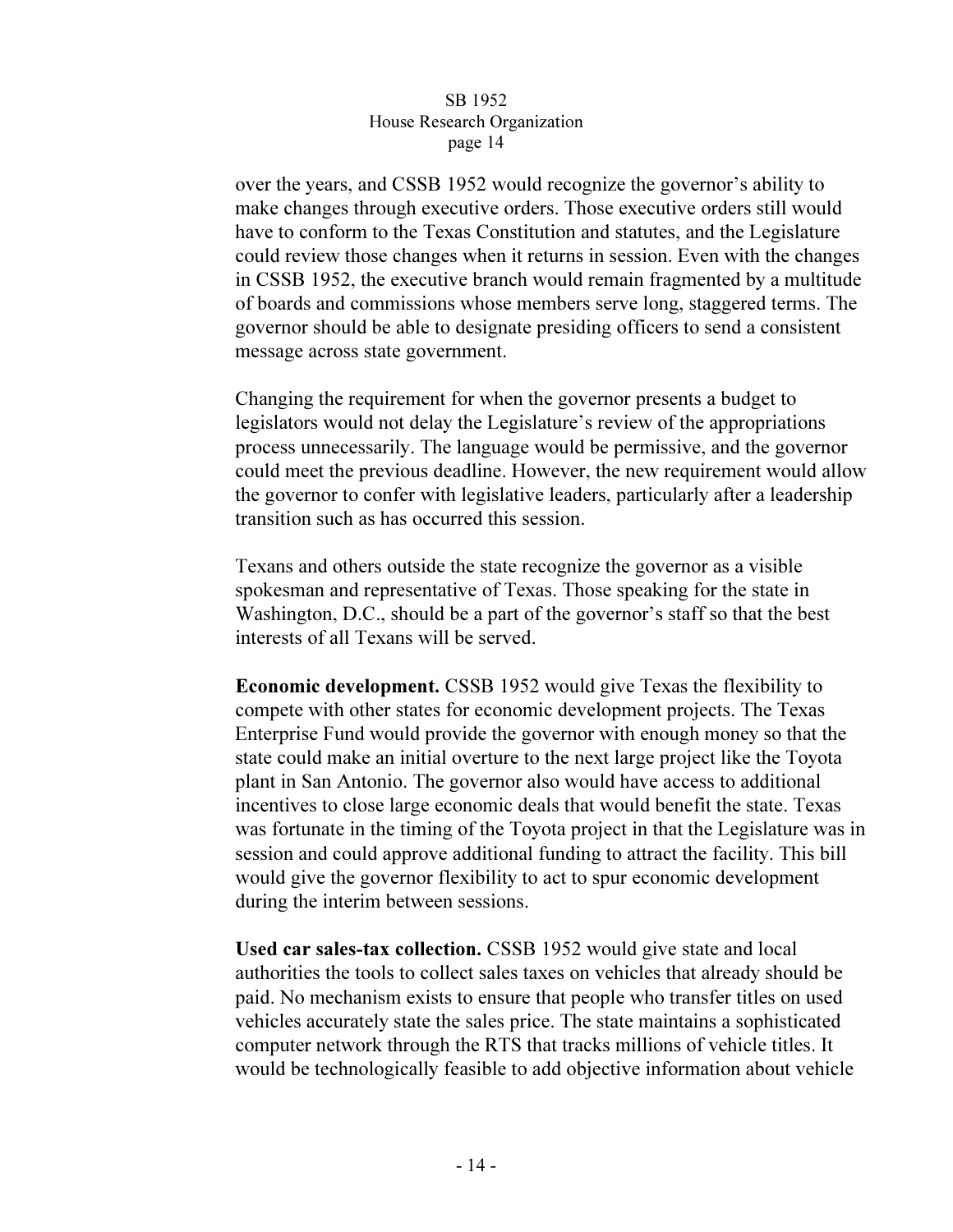over the years, and CSSB 1952 would recognize the governor's ability to make changes through executive orders. Those executive orders still would have to conform to the Texas Constitution and statutes, and the Legislature could review those changes when it returns in session. Even with the changes in CSSB 1952, the executive branch would remain fragmented by a multitude of boards and commissions whose members serve long, staggered terms. The governor should be able to designate presiding officers to send a consistent message across state government.

Changing the requirement for when the governor presents a budget to legislators would not delay the Legislature's review of the appropriations process unnecessarily. The language would be permissive, and the governor could meet the previous deadline. However, the new requirement would allow the governor to confer with legislative leaders, particularly after a leadership transition such as has occurred this session.

Texans and others outside the state recognize the governor as a visible spokesman and representative of Texas. Those speaking for the state in Washington, D.C., should be a part of the governor's staff so that the best interests of all Texans will be served.

**Economic development.** CSSB 1952 would give Texas the flexibility to compete with other states for economic development projects. The Texas Enterprise Fund would provide the governor with enough money so that the state could make an initial overture to the next large project like the Toyota plant in San Antonio. The governor also would have access to additional incentives to close large economic deals that would benefit the state. Texas was fortunate in the timing of the Toyota project in that the Legislature was in session and could approve additional funding to attract the facility. This bill would give the governor flexibility to act to spur economic development during the interim between sessions.

**Used car sales-tax collection.** CSSB 1952 would give state and local authorities the tools to collect sales taxes on vehicles that already should be paid. No mechanism exists to ensure that people who transfer titles on used vehicles accurately state the sales price. The state maintains a sophisticated computer network through the RTS that tracks millions of vehicle titles. It would be technologically feasible to add objective information about vehicle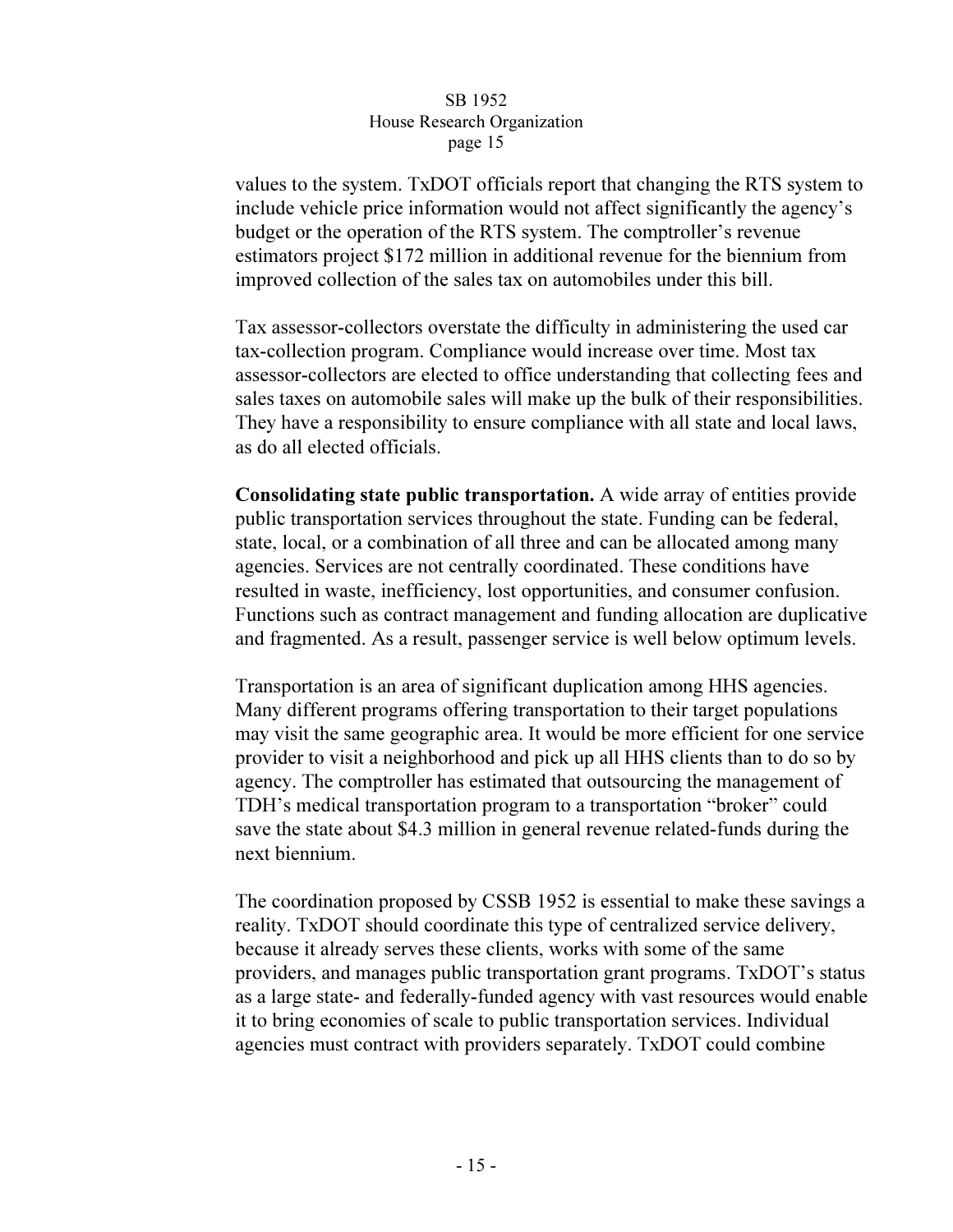values to the system. TxDOT officials report that changing the RTS system to include vehicle price information would not affect significantly the agency's budget or the operation of the RTS system. The comptroller's revenue estimators project $172 million in additional revenue for the biennium from improved collection of the sales tax on automobiles under this bill.

Tax assessor-collectors overstate the difficulty in administering the used car tax-collection program. Compliance would increase over time. Most tax assessor-collectors are elected to office understanding that collecting fees and sales taxes on automobile sales will make up the bulk of their responsibilities. They have a responsibility to ensure compliance with all state and local laws, as do all elected officials.

**Consolidating state public transportation.** A wide array of entities provide public transportation services throughout the state. Funding can be federal, state, local, or a combination of all three and can be allocated among many agencies. Services are not centrally coordinated. These conditions have resulted in waste, inefficiency, lost opportunities, and consumer confusion. Functions such as contract management and funding allocation are duplicative and fragmented. As a result, passenger service is well below optimum levels.

Transportation is an area of significant duplication among HHS agencies. Many different programs offering transportation to their target populations may visit the same geographic area. It would be more efficient for one service provider to visit a neighborhood and pick up all HHS clients than to do so by agency. The comptroller has estimated that outsourcing the management of TDH's medical transportation program to a transportation "broker" could save the state about $4.3 million in general revenue related-funds during the next biennium.

The coordination proposed by CSSB 1952 is essential to make these savings a reality. TxDOT should coordinate this type of centralized service delivery, because it already serves these clients, works with some of the same providers, and manages public transportation grant programs. TxDOT's status as a large state- and federally-funded agency with vast resources would enable it to bring economies of scale to public transportation services. Individual agencies must contract with providers separately. TxDOT could combine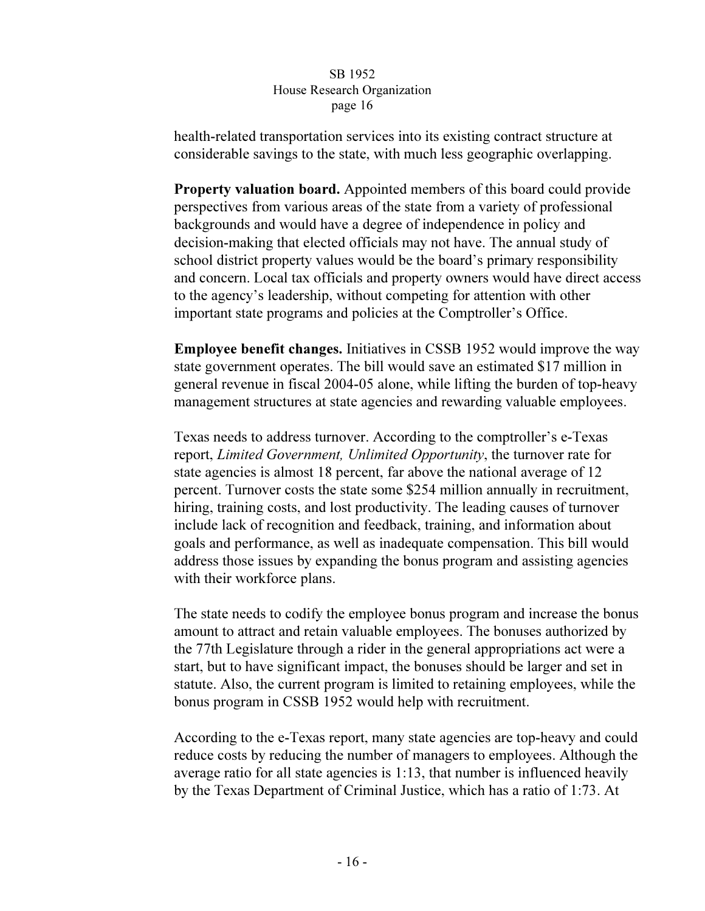health-related transportation services into its existing contract structure at considerable savings to the state, with much less geographic overlapping.

**Property valuation board.** Appointed members of this board could provide perspectives from various areas of the state from a variety of professional backgrounds and would have a degree of independence in policy and decision-making that elected officials may not have. The annual study of school district property values would be the board's primary responsibility and concern. Local tax officials and property owners would have direct access to the agency's leadership, without competing for attention with other important state programs and policies at the Comptroller's Office.

**Employee benefit changes.** Initiatives in CSSB 1952 would improve the way state government operates. The bill would save an estimated $17 million in general revenue in fiscal 2004-05 alone, while lifting the burden of top-heavy management structures at state agencies and rewarding valuable employees.

Texas needs to address turnover. According to the comptroller's e-Texas report, *Limited Government, Unlimited Opportunity*, the turnover rate for state agencies is almost 18 percent, far above the national average of 12 percent. Turnover costs the state some $254 million annually in recruitment, hiring, training costs, and lost productivity. The leading causes of turnover include lack of recognition and feedback, training, and information about goals and performance, as well as inadequate compensation. This bill would address those issues by expanding the bonus program and assisting agencies with their workforce plans.

The state needs to codify the employee bonus program and increase the bonus amount to attract and retain valuable employees. The bonuses authorized by the 77th Legislature through a rider in the general appropriations act were a start, but to have significant impact, the bonuses should be larger and set in statute. Also, the current program is limited to retaining employees, while the bonus program in CSSB 1952 would help with recruitment.

According to the e-Texas report, many state agencies are top-heavy and could reduce costs by reducing the number of managers to employees. Although the average ratio for all state agencies is 1:13, that number is influenced heavily by the Texas Department of Criminal Justice, which has a ratio of 1:73. At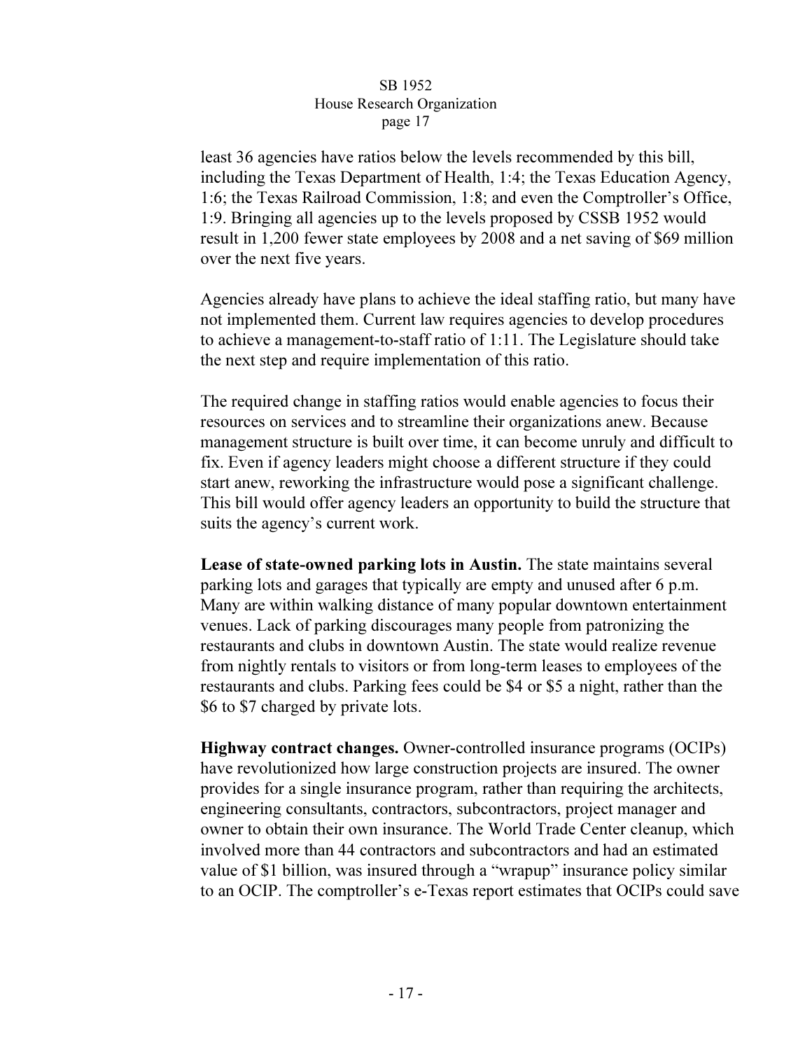least 36 agencies have ratios below the levels recommended by this bill, including the Texas Department of Health, 1:4; the Texas Education Agency, 1:6; the Texas Railroad Commission, 1:8; and even the Comptroller's Office, 1:9. Bringing all agencies up to the levels proposed by CSSB 1952 would result in 1,200 fewer state employees by 2008 and a net saving of $69 million over the next five years.

Agencies already have plans to achieve the ideal staffing ratio, but many have not implemented them. Current law requires agencies to develop procedures to achieve a management-to-staff ratio of 1:11. The Legislature should take the next step and require implementation of this ratio.

The required change in staffing ratios would enable agencies to focus their resources on services and to streamline their organizations anew. Because management structure is built over time, it can become unruly and difficult to fix. Even if agency leaders might choose a different structure if they could start anew, reworking the infrastructure would pose a significant challenge. This bill would offer agency leaders an opportunity to build the structure that suits the agency's current work.

**Lease of state-owned parking lots in Austin.** The state maintains several parking lots and garages that typically are empty and unused after 6 p.m. Many are within walking distance of many popular downtown entertainment venues. Lack of parking discourages many people from patronizing the restaurants and clubs in downtown Austin. The state would realize revenue from nightly rentals to visitors or from long-term leases to employees of the restaurants and clubs. Parking fees could be $4 or $5 a night, rather than the $6 to $7 charged by private lots.

**Highway contract changes.** Owner-controlled insurance programs (OCIPs) have revolutionized how large construction projects are insured. The owner provides for a single insurance program, rather than requiring the architects, engineering consultants, contractors, subcontractors, project manager and owner to obtain their own insurance. The World Trade Center cleanup, which involved more than 44 contractors and subcontractors and had an estimated value of $1 billion, was insured through a "wrapup" insurance policy similar to an OCIP. The comptroller's e-Texas report estimates that OCIPs could save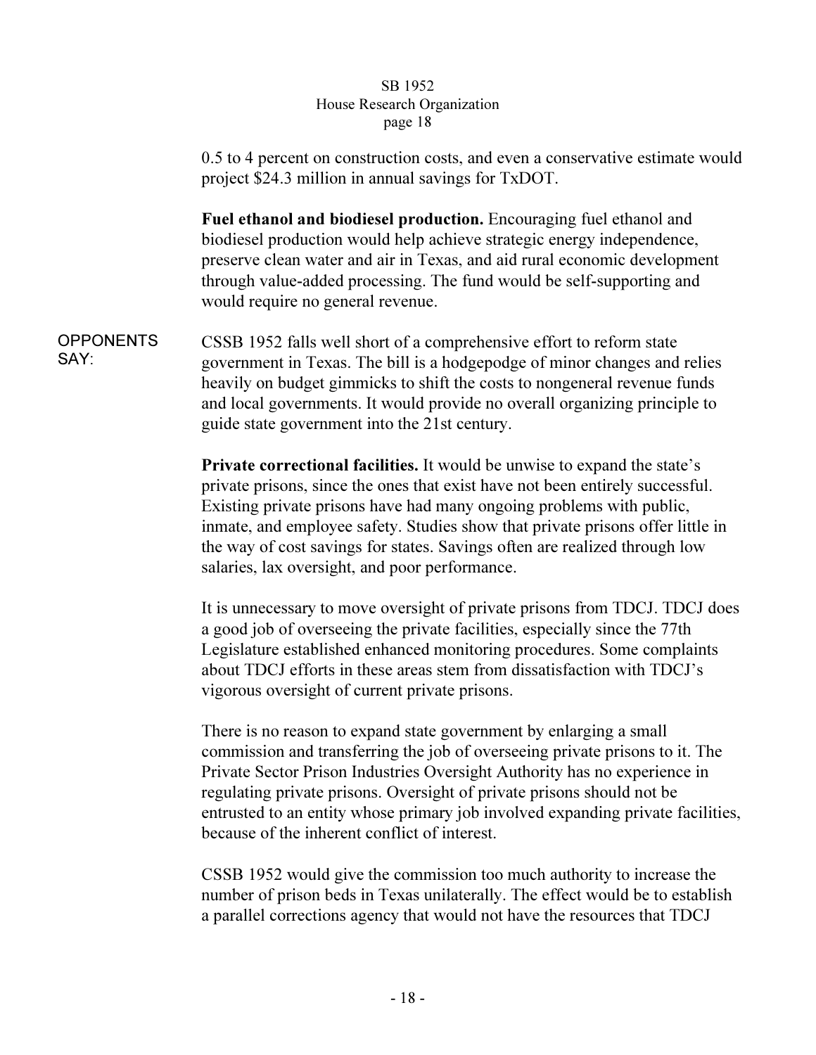0.5 to 4 percent on construction costs, and even a conservative estimate would project $24.3 million in annual savings for TxDOT.

**Fuel ethanol and biodiesel production.** Encouraging fuel ethanol and biodiesel production would help achieve strategic energy independence, preserve clean water and air in Texas, and aid rural economic development through value-added processing. The fund would be self-supporting and would require no general revenue.

OPPONENTS SAY:

CSSB 1952 falls well short of a comprehensive effort to reform state government in Texas. The bill is a hodgepodge of minor changes and relies heavily on budget gimmicks to shift the costs to nongeneral revenue funds and local governments. It would provide no overall organizing principle to guide state government into the 21st century.

**Private correctional facilities.** It would be unwise to expand the state's private prisons, since the ones that exist have not been entirely successful. Existing private prisons have had many ongoing problems with public, inmate, and employee safety. Studies show that private prisons offer little in the way of cost savings for states. Savings often are realized through low salaries, lax oversight, and poor performance.

It is unnecessary to move oversight of private prisons from TDCJ. TDCJ does a good job of overseeing the private facilities, especially since the 77th Legislature established enhanced monitoring procedures. Some complaints about TDCJ efforts in these areas stem from dissatisfaction with TDCJ's vigorous oversight of current private prisons.

There is no reason to expand state government by enlarging a small commission and transferring the job of overseeing private prisons to it. The Private Sector Prison Industries Oversight Authority has no experience in regulating private prisons. Oversight of private prisons should not be entrusted to an entity whose primary job involved expanding private facilities, because of the inherent conflict of interest.

CSSB 1952 would give the commission too much authority to increase the number of prison beds in Texas unilaterally. The effect would be to establish a parallel corrections agency that would not have the resources that TDCJ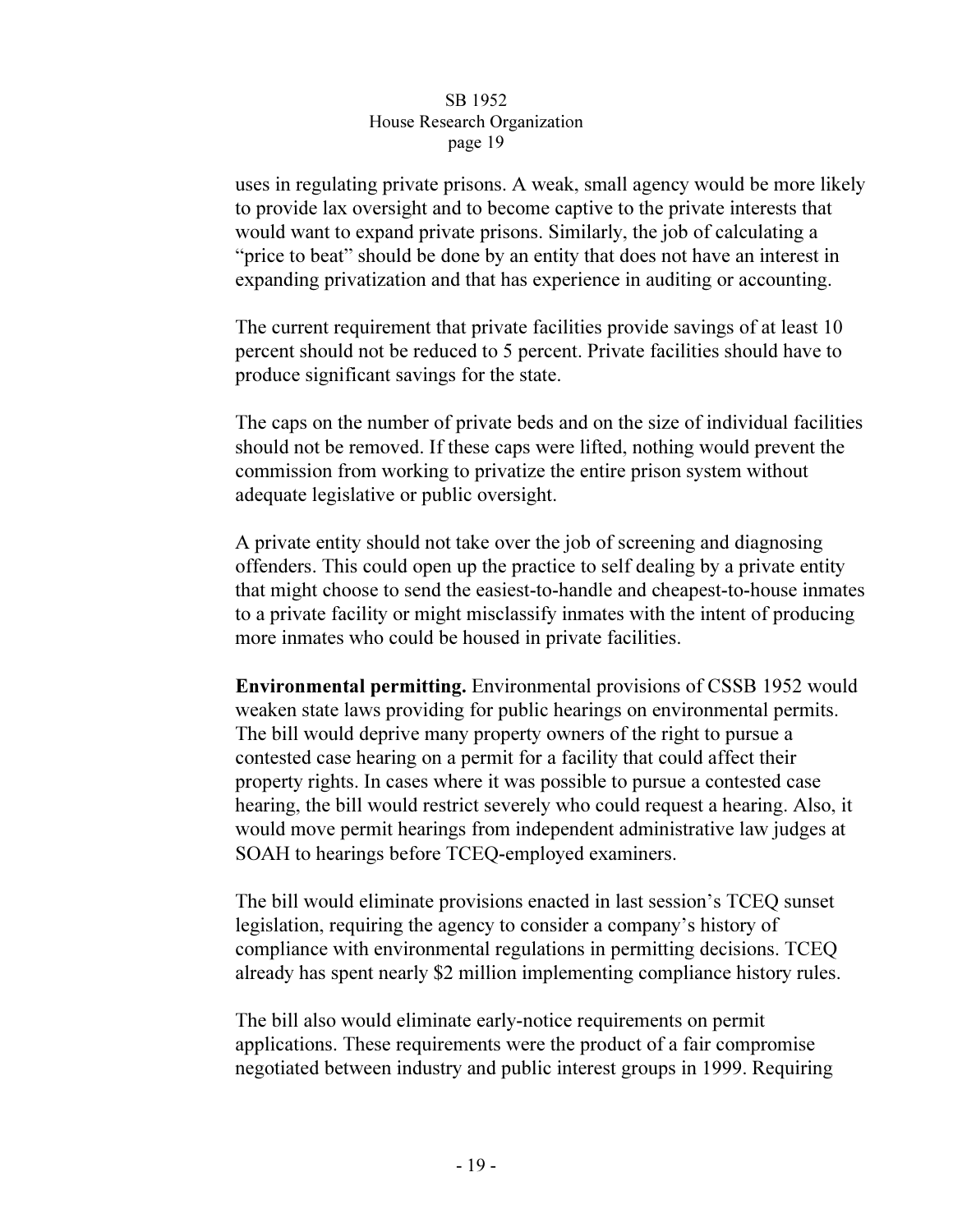uses in regulating private prisons. A weak, small agency would be more likely to provide lax oversight and to become captive to the private interests that would want to expand private prisons. Similarly, the job of calculating a "price to beat" should be done by an entity that does not have an interest in expanding privatization and that has experience in auditing or accounting.

The current requirement that private facilities provide savings of at least 10 percent should not be reduced to 5 percent. Private facilities should have to produce significant savings for the state.

The caps on the number of private beds and on the size of individual facilities should not be removed. If these caps were lifted, nothing would prevent the commission from working to privatize the entire prison system without adequate legislative or public oversight.

A private entity should not take over the job of screening and diagnosing offenders. This could open up the practice to self dealing by a private entity that might choose to send the easiest-to-handle and cheapest-to-house inmates to a private facility or might misclassify inmates with the intent of producing more inmates who could be housed in private facilities.

**Environmental permitting.** Environmental provisions of CSSB 1952 would weaken state laws providing for public hearings on environmental permits. The bill would deprive many property owners of the right to pursue a contested case hearing on a permit for a facility that could affect their property rights. In cases where it was possible to pursue a contested case hearing, the bill would restrict severely who could request a hearing. Also, it would move permit hearings from independent administrative law judges at SOAH to hearings before TCEQ-employed examiners.

The bill would eliminate provisions enacted in last session's TCEQ sunset legislation, requiring the agency to consider a company's history of compliance with environmental regulations in permitting decisions. TCEQ already has spent nearly $2 million implementing compliance history rules.

The bill also would eliminate early-notice requirements on permit applications. These requirements were the product of a fair compromise negotiated between industry and public interest groups in 1999. Requiring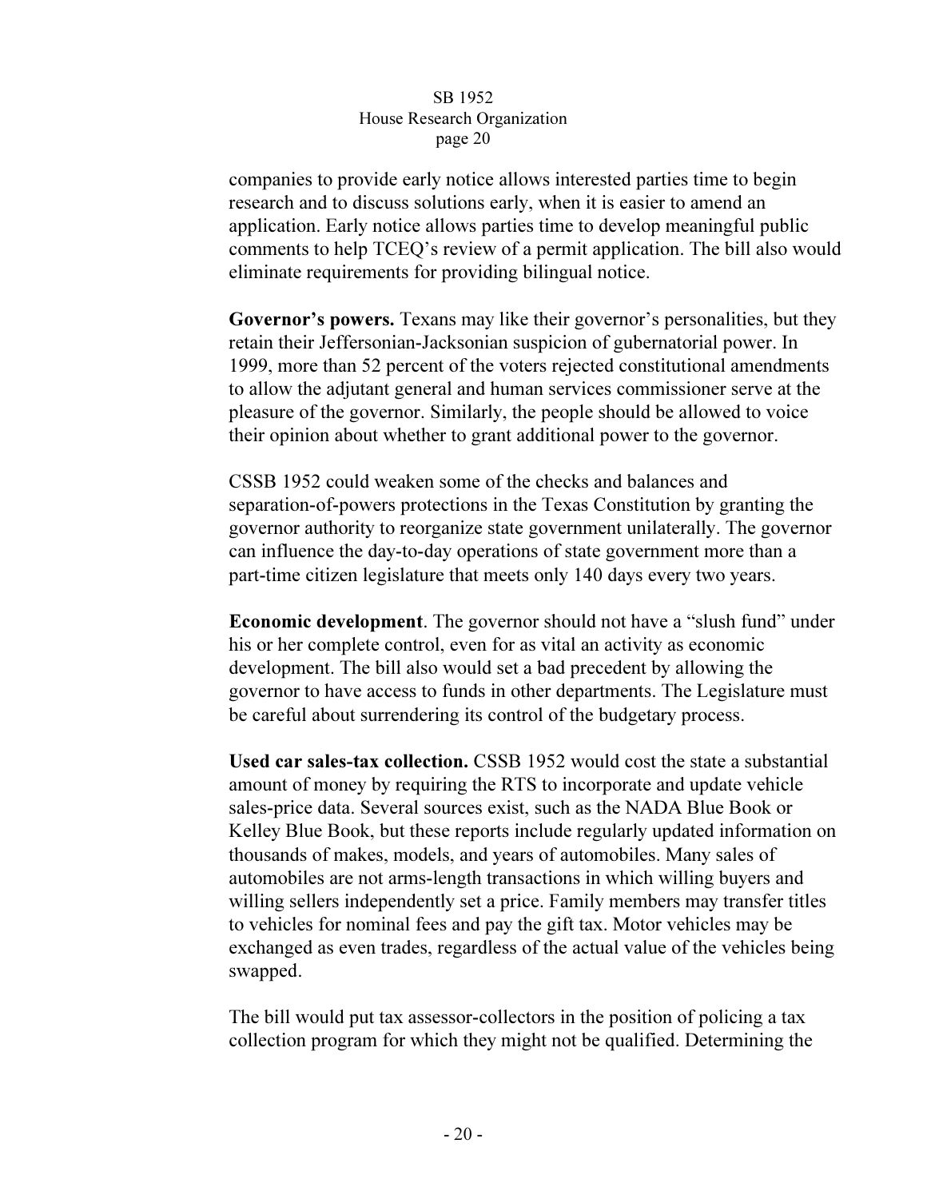companies to provide early notice allows interested parties time to begin research and to discuss solutions early, when it is easier to amend an application. Early notice allows parties time to develop meaningful public comments to help TCEQ's review of a permit application. The bill also would eliminate requirements for providing bilingual notice.

**Governor's powers.** Texans may like their governor's personalities, but they retain their Jeffersonian-Jacksonian suspicion of gubernatorial power. In 1999, more than 52 percent of the voters rejected constitutional amendments to allow the adjutant general and human services commissioner serve at the pleasure of the governor. Similarly, the people should be allowed to voice their opinion about whether to grant additional power to the governor.

CSSB 1952 could weaken some of the checks and balances and separation-of-powers protections in the Texas Constitution by granting the governor authority to reorganize state government unilaterally. The governor can influence the day-to-day operations of state government more than a part-time citizen legislature that meets only 140 days every two years.

**Economic development**. The governor should not have a "slush fund" under his or her complete control, even for as vital an activity as economic development. The bill also would set a bad precedent by allowing the governor to have access to funds in other departments. The Legislature must be careful about surrendering its control of the budgetary process.

**Used car sales-tax collection.** CSSB 1952 would cost the state a substantial amount of money by requiring the RTS to incorporate and update vehicle sales-price data. Several sources exist, such as the NADA Blue Book or Kelley Blue Book, but these reports include regularly updated information on thousands of makes, models, and years of automobiles. Many sales of automobiles are not arms-length transactions in which willing buyers and willing sellers independently set a price. Family members may transfer titles to vehicles for nominal fees and pay the gift tax. Motor vehicles may be exchanged as even trades, regardless of the actual value of the vehicles being swapped.

The bill would put tax assessor-collectors in the position of policing a tax collection program for which they might not be qualified. Determining the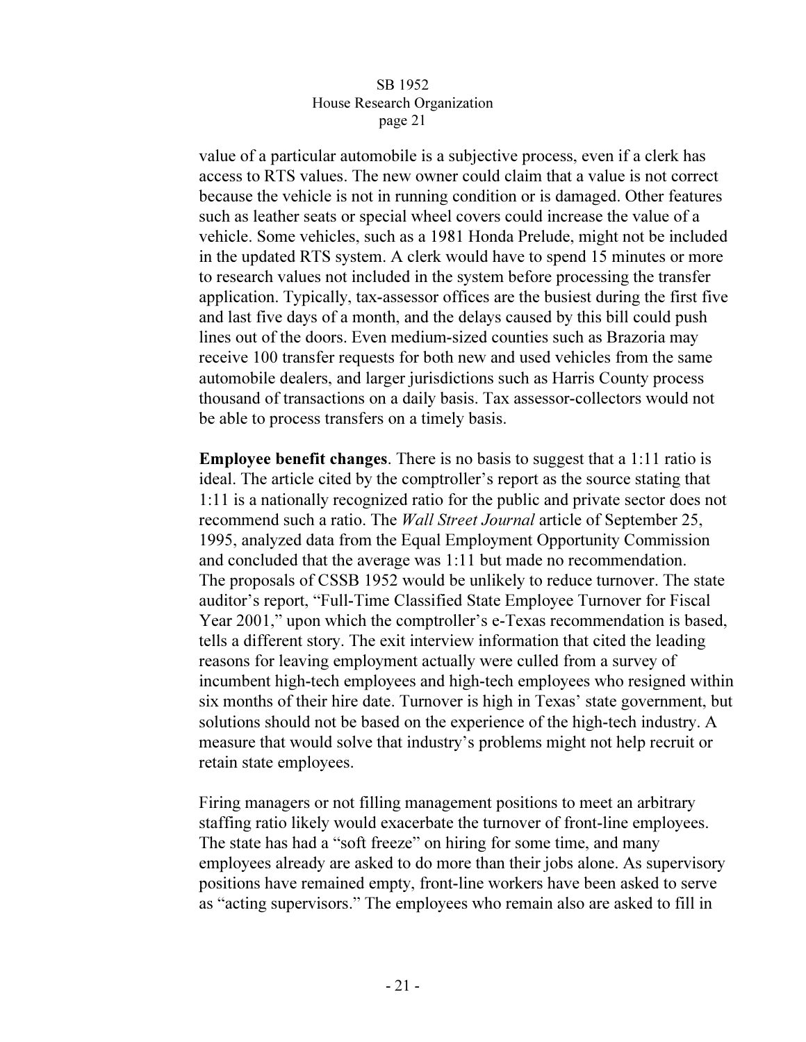value of a particular automobile is a subjective process, even if a clerk has access to RTS values. The new owner could claim that a value is not correct because the vehicle is not in running condition or is damaged. Other features such as leather seats or special wheel covers could increase the value of a vehicle. Some vehicles, such as a 1981 Honda Prelude, might not be included in the updated RTS system. A clerk would have to spend 15 minutes or more to research values not included in the system before processing the transfer application. Typically, tax-assessor offices are the busiest during the first five and last five days of a month, and the delays caused by this bill could push lines out of the doors. Even medium-sized counties such as Brazoria may receive 100 transfer requests for both new and used vehicles from the same automobile dealers, and larger jurisdictions such as Harris County process thousand of transactions on a daily basis. Tax assessor-collectors would not be able to process transfers on a timely basis.

**Employee benefit changes**. There is no basis to suggest that a 1:11 ratio is ideal. The article cited by the comptroller's report as the source stating that 1:11 is a nationally recognized ratio for the public and private sector does not recommend such a ratio. The *Wall Street Journal* article of September 25, 1995, analyzed data from the Equal Employment Opportunity Commission and concluded that the average was 1:11 but made no recommendation. The proposals of CSSB 1952 would be unlikely to reduce turnover. The state auditor's report, "Full-Time Classified State Employee Turnover for Fiscal Year 2001," upon which the comptroller's e-Texas recommendation is based, tells a different story. The exit interview information that cited the leading reasons for leaving employment actually were culled from a survey of incumbent high-tech employees and high-tech employees who resigned within six months of their hire date. Turnover is high in Texas' state government, but solutions should not be based on the experience of the high-tech industry. A measure that would solve that industry's problems might not help recruit or retain state employees.

Firing managers or not filling management positions to meet an arbitrary staffing ratio likely would exacerbate the turnover of front-line employees. The state has had a "soft freeze" on hiring for some time, and many employees already are asked to do more than their jobs alone. As supervisory positions have remained empty, front-line workers have been asked to serve as "acting supervisors." The employees who remain also are asked to fill in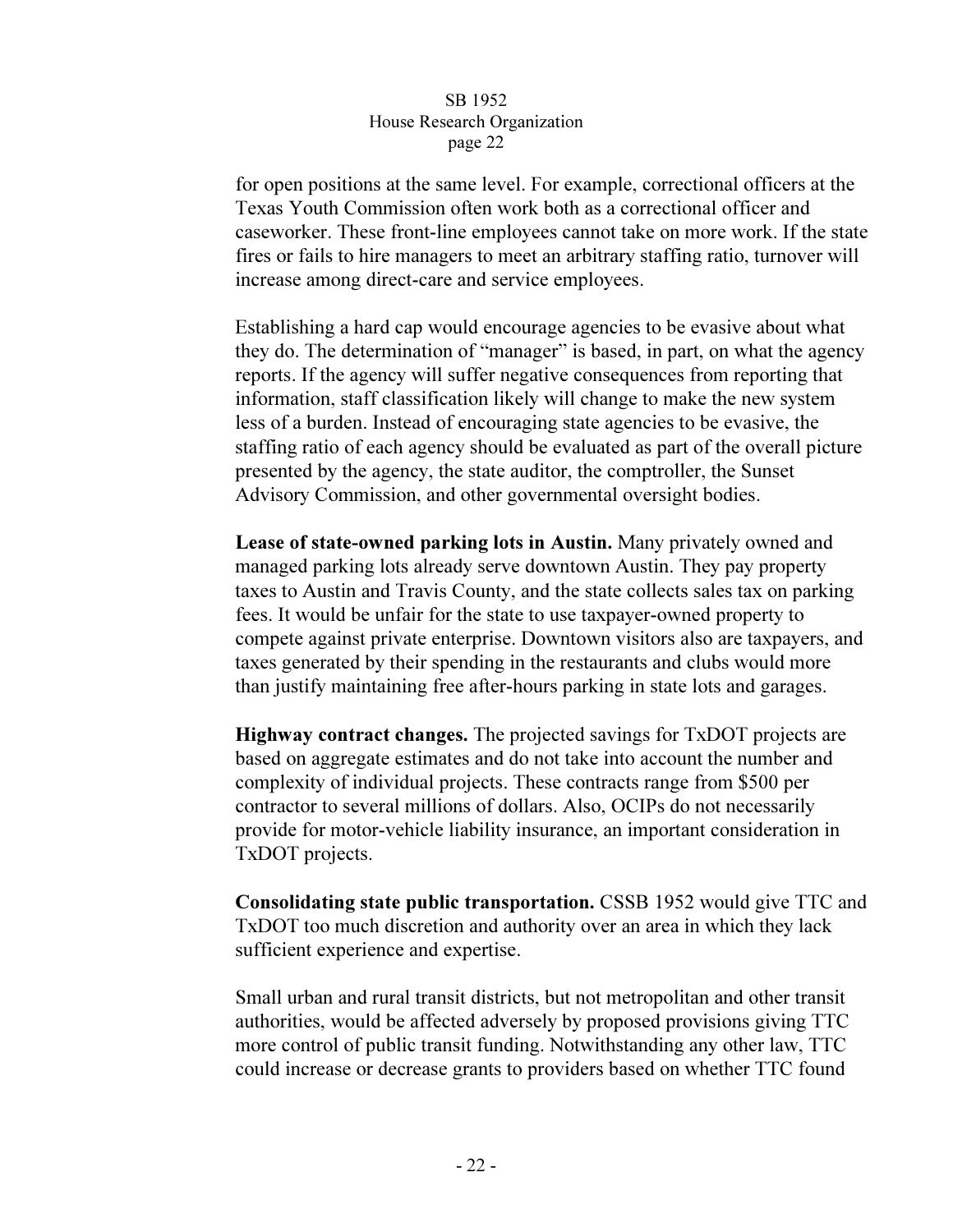for open positions at the same level. For example, correctional officers at the Texas Youth Commission often work both as a correctional officer and caseworker. These front-line employees cannot take on more work. If the state fires or fails to hire managers to meet an arbitrary staffing ratio, turnover will increase among direct-care and service employees.

Establishing a hard cap would encourage agencies to be evasive about what they do. The determination of "manager" is based, in part, on what the agency reports. If the agency will suffer negative consequences from reporting that information, staff classification likely will change to make the new system less of a burden. Instead of encouraging state agencies to be evasive, the staffing ratio of each agency should be evaluated as part of the overall picture presented by the agency, the state auditor, the comptroller, the Sunset Advisory Commission, and other governmental oversight bodies.

**Lease of state-owned parking lots in Austin.** Many privately owned and managed parking lots already serve downtown Austin. They pay property taxes to Austin and Travis County, and the state collects sales tax on parking fees. It would be unfair for the state to use taxpayer-owned property to compete against private enterprise. Downtown visitors also are taxpayers, and taxes generated by their spending in the restaurants and clubs would more than justify maintaining free after-hours parking in state lots and garages.

**Highway contract changes.** The projected savings for TxDOT projects are based on aggregate estimates and do not take into account the number and complexity of individual projects. These contracts range from $500 per contractor to several millions of dollars. Also, OCIPs do not necessarily provide for motor-vehicle liability insurance, an important consideration in TxDOT projects.

**Consolidating state public transportation.** CSSB 1952 would give TTC and TxDOT too much discretion and authority over an area in which they lack sufficient experience and expertise.

Small urban and rural transit districts, but not metropolitan and other transit authorities, would be affected adversely by proposed provisions giving TTC more control of public transit funding. Notwithstanding any other law, TTC could increase or decrease grants to providers based on whether TTC found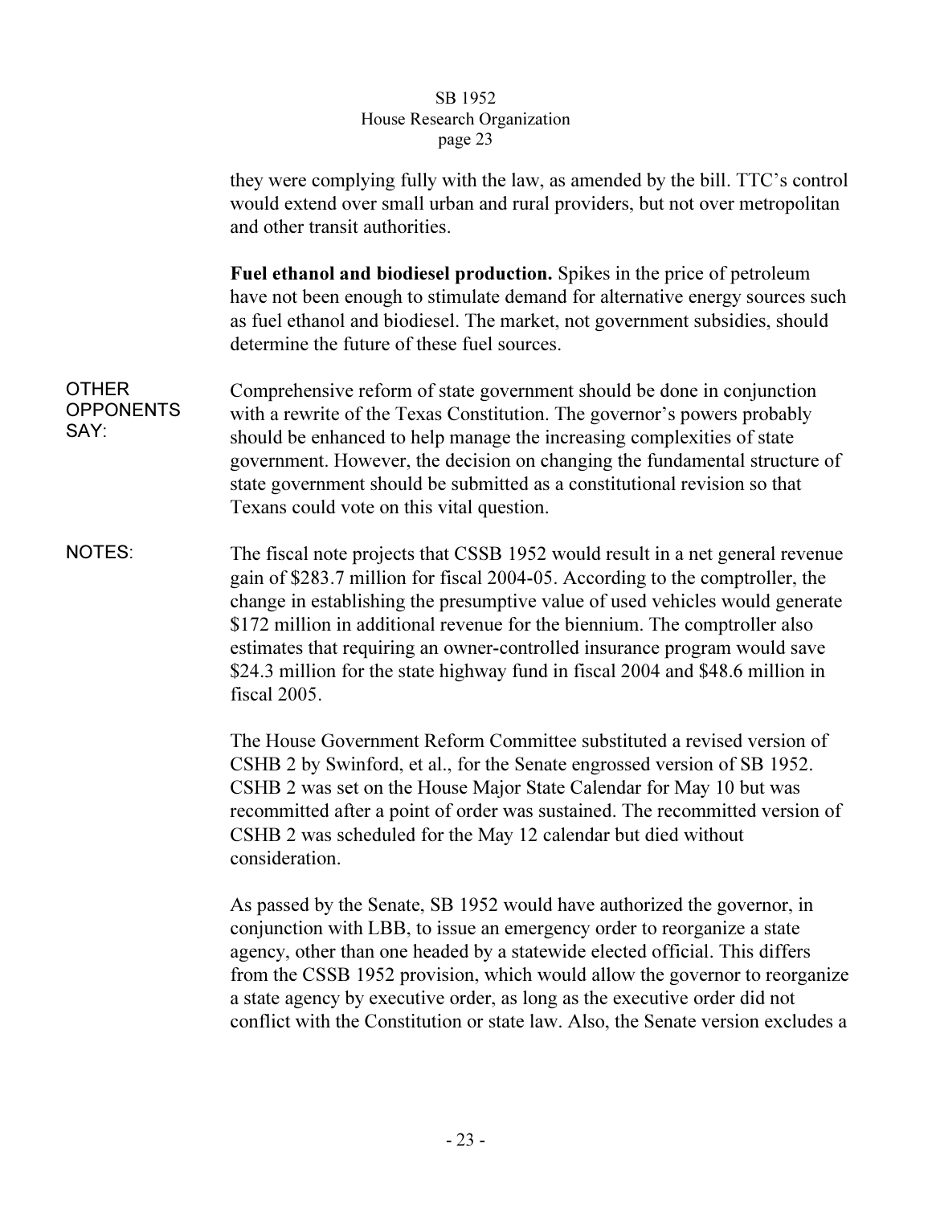they were complying fully with the law, as amended by the bill. TTC's control would extend over small urban and rural providers, but not over metropolitan and other transit authorities.

**Fuel ethanol and biodiesel production.** Spikes in the price of petroleum have not been enough to stimulate demand for alternative energy sources such as fuel ethanol and biodiesel. The market, not government subsidies, should determine the future of these fuel sources.

OTHER OPPONENTS SAY:

Comprehensive reform of state government should be done in conjunction with a rewrite of the Texas Constitution. The governor's powers probably should be enhanced to help manage the increasing complexities of state government. However, the decision on changing the fundamental structure of state government should be submitted as a constitutional revision so that Texans could vote on this vital question.

NOTES:

The fiscal note projects that CSSB 1952 would result in a net general revenue gain of $283.7 million for fiscal 2004-05. According to the comptroller, the change in establishing the presumptive value of used vehicles would generate $172 million in additional revenue for the biennium. The comptroller also estimates that requiring an owner-controlled insurance program would save $24.3 million for the state highway fund in fiscal 2004 and $48.6 million in fiscal 2005.

The House Government Reform Committee substituted a revised version of CSHB 2 by Swinford, et al., for the Senate engrossed version of SB 1952. CSHB 2 was set on the House Major State Calendar for May 10 but was recommitted after a point of order was sustained. The recommitted version of CSHB 2 was scheduled for the May 12 calendar but died without consideration.

As passed by the Senate, SB 1952 would have authorized the governor, in conjunction with LBB, to issue an emergency order to reorganize a state agency, other than one headed by a statewide elected official. This differs from the CSSB 1952 provision, which would allow the governor to reorganize a state agency by executive order, as long as the executive order did not conflict with the Constitution or state law. Also, the Senate version excludes a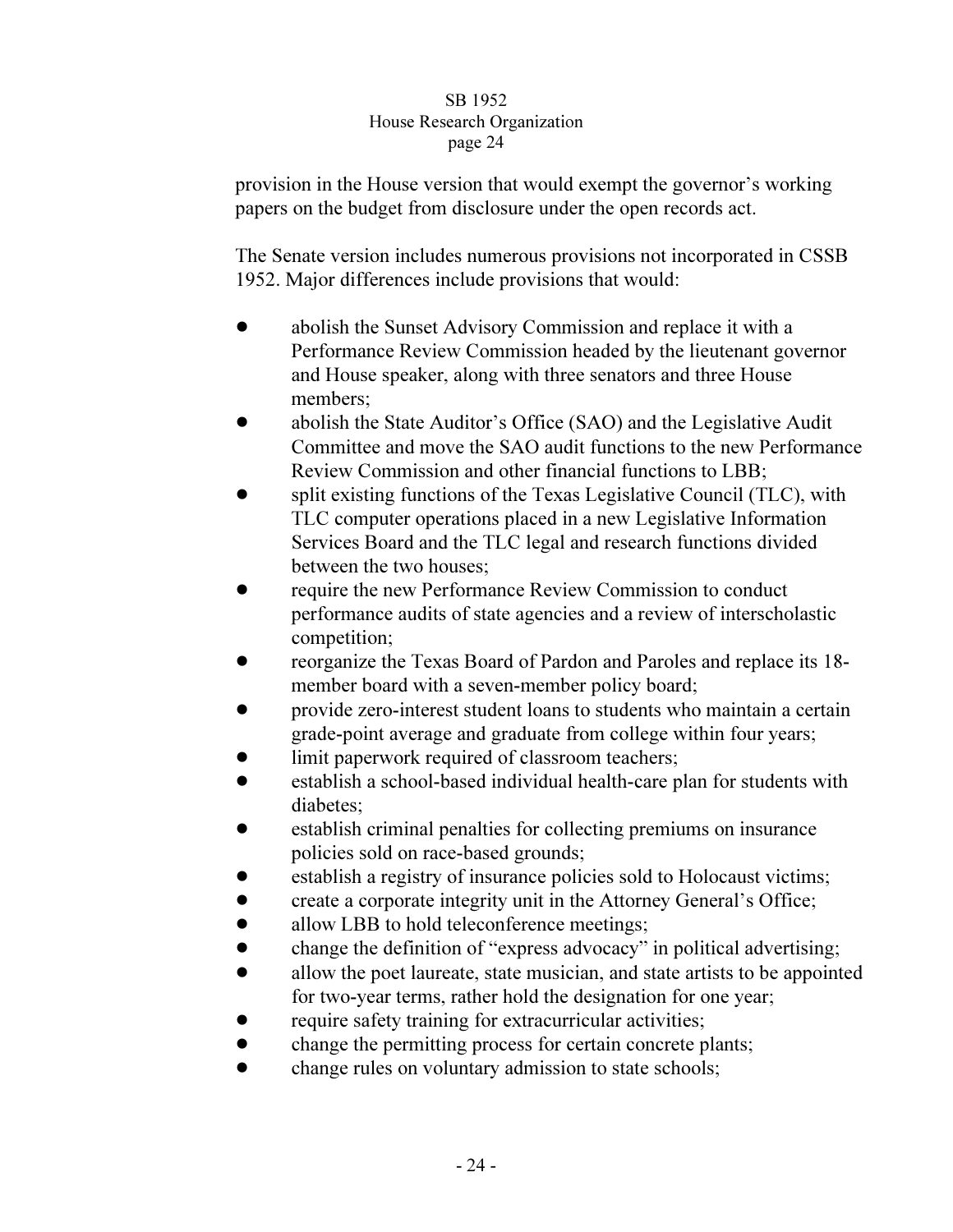provision in the House version that would exempt the governor's working papers on the budget from disclosure under the open records act.

The Senate version includes numerous provisions not incorporated in CSSB 1952. Major differences include provisions that would:

- abolish the Sunset Advisory Commission and replace it with a Performance Review Commission headed by the lieutenant governor and House speaker, along with three senators and three House members;
- abolish the State Auditor's Office (SAO) and the Legislative Audit Committee and move the SAO audit functions to the new Performance Review Commission and other financial functions to LBB;
- split existing functions of the Texas Legislative Council (TLC), with TLC computer operations placed in a new Legislative Information Services Board and the TLC legal and research functions divided between the two houses;
- require the new Performance Review Commission to conduct performance audits of state agencies and a review of interscholastic competition;
- reorganize the Texas Board of Pardon and Paroles and replace its 18-member board with a seven-member policy board;
- provide zero-interest student loans to students who maintain a certain grade-point average and graduate from college within four years;
- limit paperwork required of classroom teachers;
- establish a school-based individual health-care plan for students with diabetes;
- establish criminal penalties for collecting premiums on insurance policies sold on race-based grounds;
- establish a registry of insurance policies sold to Holocaust victims;
- create a corporate integrity unit in the Attorney General's Office;
- allow LBB to hold teleconference meetings;
- change the definition of "express advocacy" in political advertising;
- allow the poet laureate, state musician, and state artists to be appointed for two-year terms, rather hold the designation for one year;
- require safety training for extracurricular activities;
- change the permitting process for certain concrete plants;
- change rules on voluntary admission to state schools;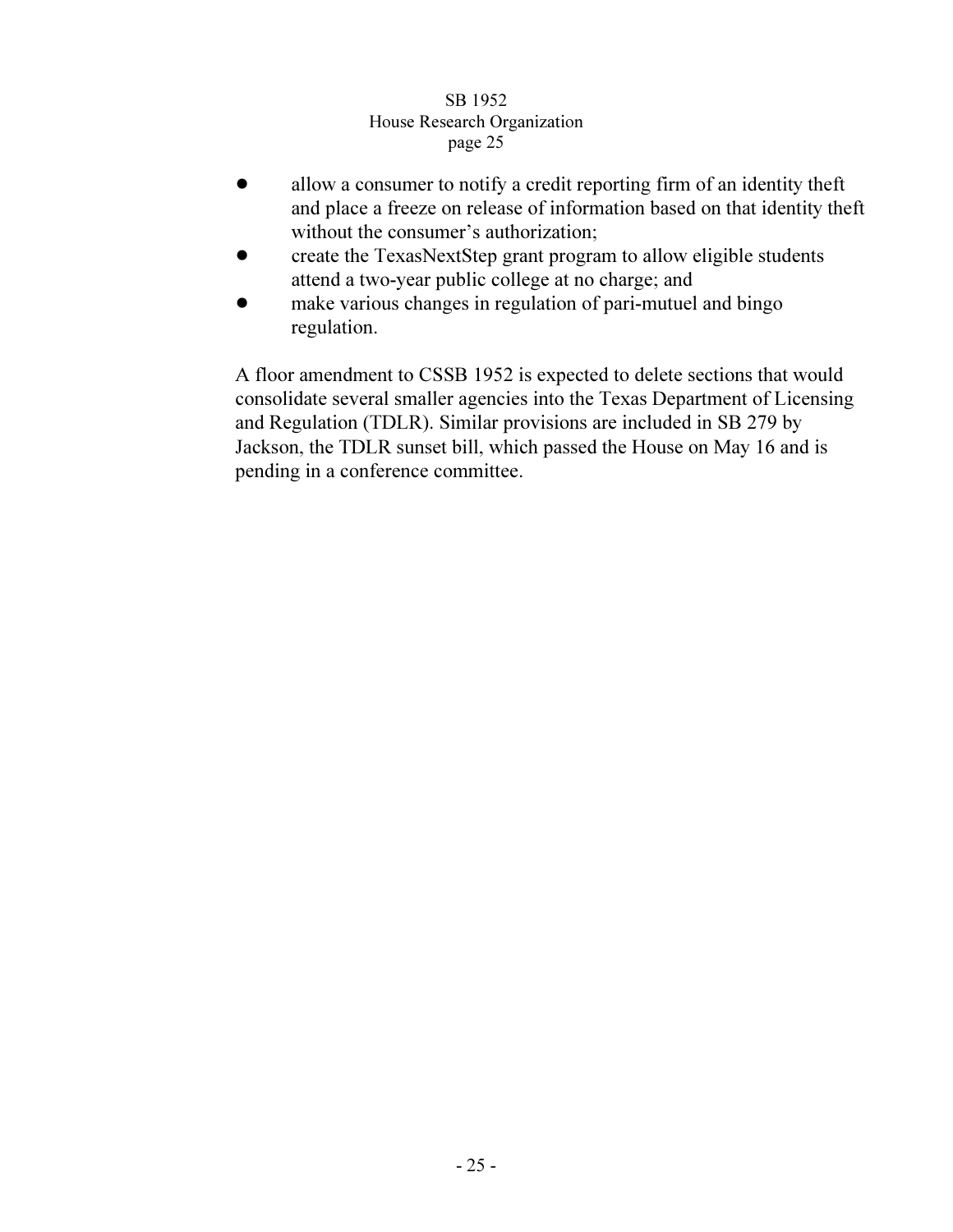- allow a consumer to notify a credit reporting firm of an identity theft and place a freeze on release of information based on that identity theft without the consumer's authorization;
- create the TexasNextStep grant program to allow eligible students attend a two-year public college at no charge; and
- make various changes in regulation of pari-mutuel and bingo regulation.

A floor amendment to CSSB 1952 is expected to delete sections that would consolidate several smaller agencies into the Texas Department of Licensing and Regulation (TDLR). Similar provisions are included in SB 279 by Jackson, the TDLR sunset bill, which passed the House on May 16 and is pending in a conference committee.